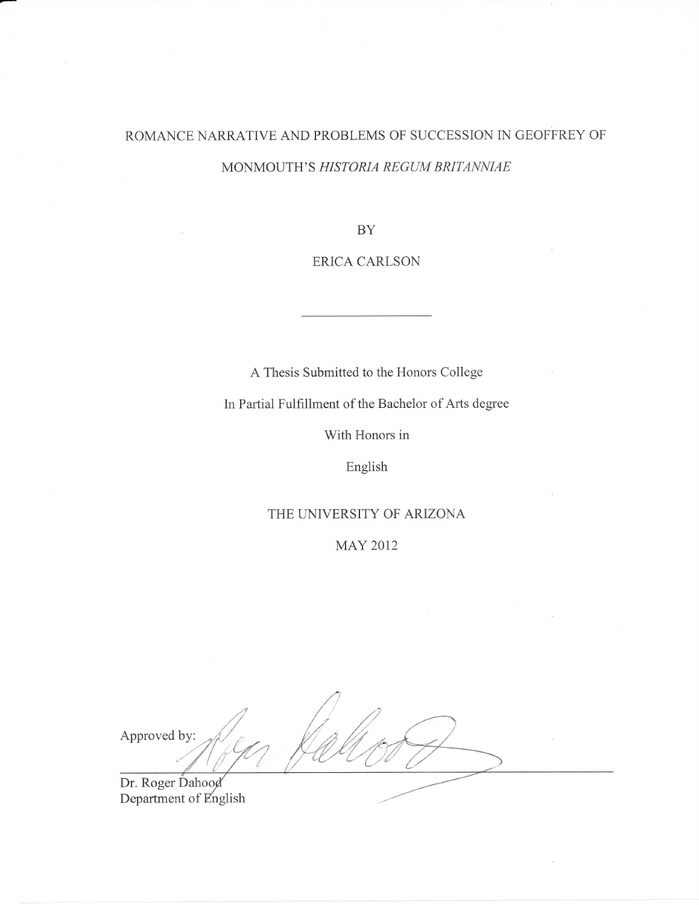# ROMANCE NARRATIVE AND PROBLEMS OF SUCCESSION IN GEOFFREY OF MONMOUTH'S *HISTORIA REGUM BRITANNIAE*

BY

ERICA CARLSON

---

A Thesis Submitted to the Honors College

In Partial Fulfillment of the Bachelor of Arts degree

With Honors in

English

THE UNIVERSITY OF ARIZONA

MAY 2012

Approved by:

Dr. Roger Dahood
Department of English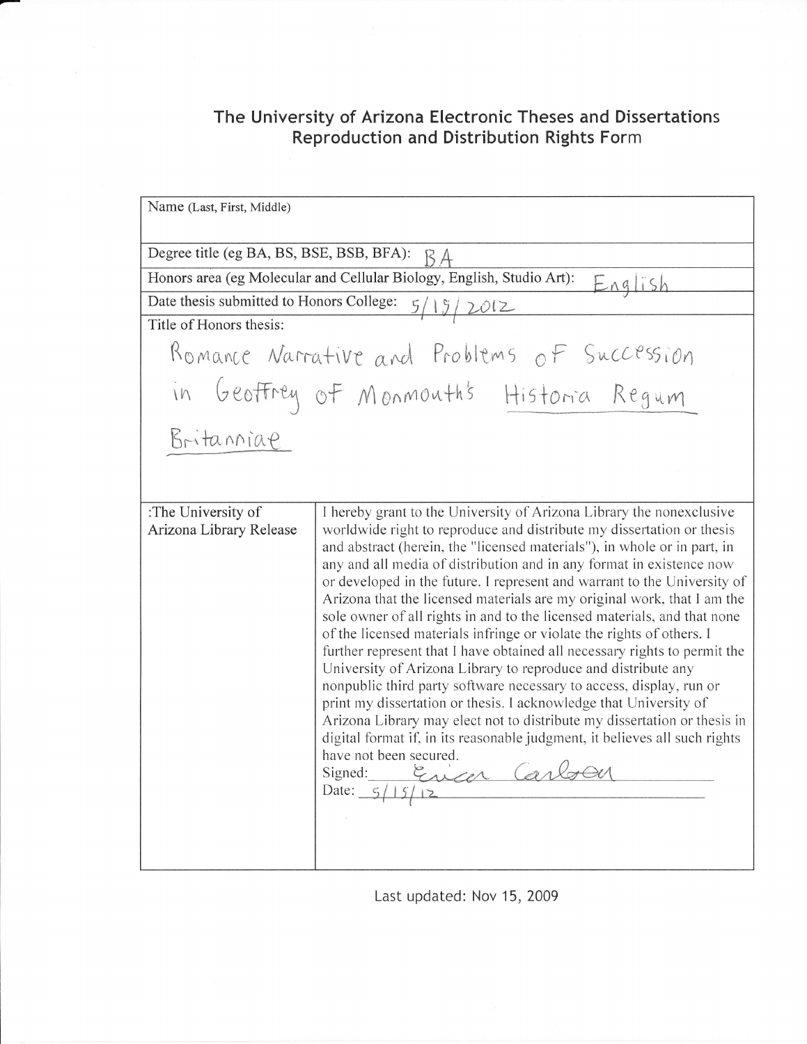## The University of Arizona Electronic Theses and Dissertations Reproduction and Distribution Rights Form

| | |
|---|---|
| Name (Last, First, Middle) | |
| Degree title (eg BA, BS, BSE, BSB, BFA): BA | |
| Honors area (eg Molecular and Cellular Biology, English, Studio Art): English | |
| Date thesis submitted to Honors College: 5/15/2012 | |
| Title of Honors thesis: Romance Narrative and Problems of Succession in Geoffrey of Monmouth's Historia Regum Britanniae | |
| :The University of Arizona Library Release | I hereby grant to the University of Arizona Library the nonexclusive worldwide right to reproduce and distribute my dissertation or thesis and abstract (herein, the "licensed materials"), in whole or in part, in any and all media of distribution and in any format in existence now or developed in the future. I represent and warrant to the University of Arizona that the licensed materials are my original work, that I am the sole owner of all rights in and to the licensed materials, and that none of the licensed materials infringe or violate the rights of others. I further represent that I have obtained all necessary rights to permit the University of Arizona Library to reproduce and distribute any nonpublic third party software necessary to access, display, run or print my dissertation or thesis. I acknowledge that University of Arizona Library may elect not to distribute my dissertation or thesis in digital format if, in its reasonable judgment, it believes all such rights have not been secured. Signed: Erica Carlson Date: 5/15/12 |

Last updated: Nov 15, 2009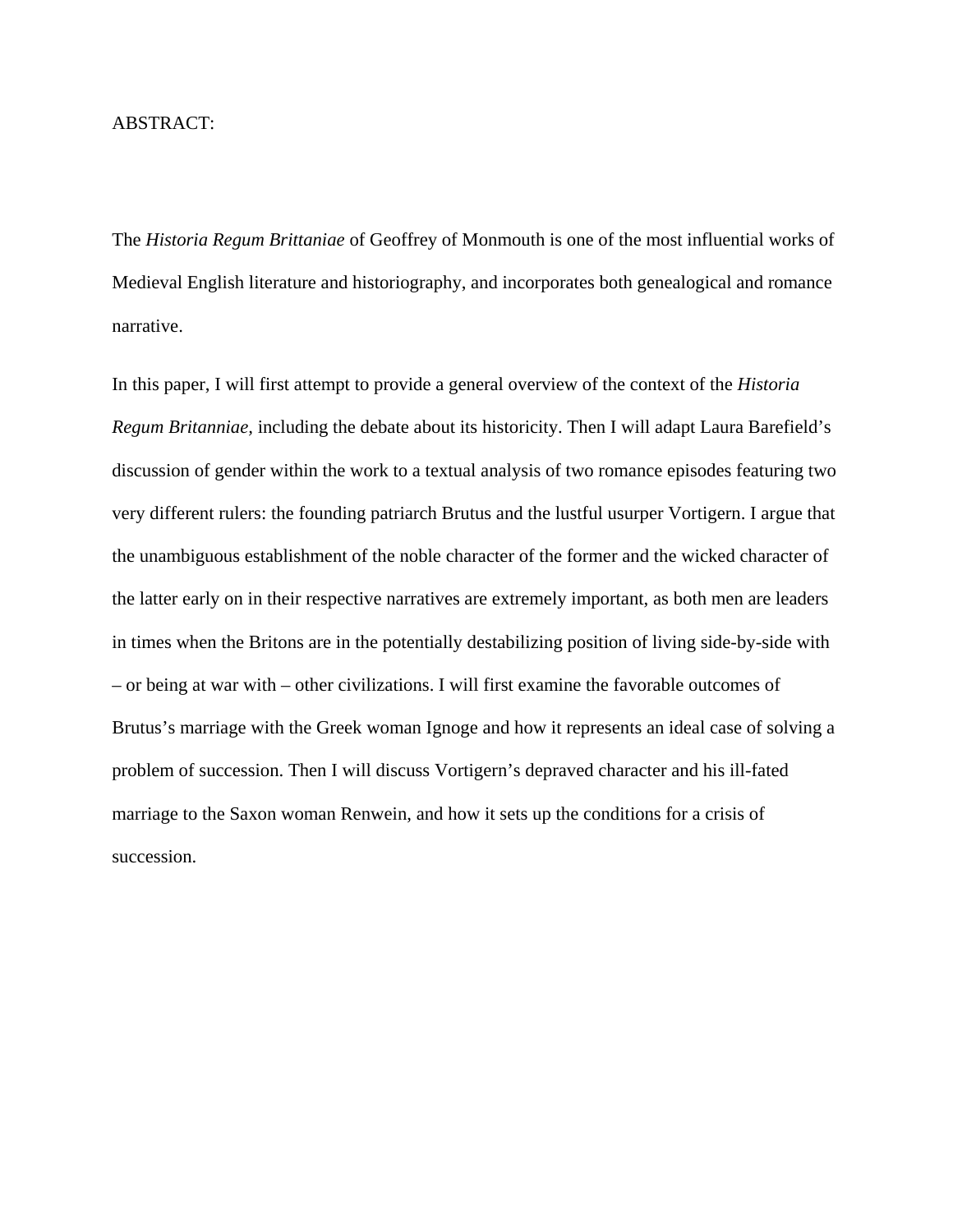ABSTRACT:

The *Historia Regum Brittaniae* of Geoffrey of Monmouth is one of the most influential works of Medieval English literature and historiography, and incorporates both genealogical and romance narrative.

In this paper, I will first attempt to provide a general overview of the context of the *Historia Regum Britanniae,* including the debate about its historicity. Then I will adapt Laura Barefield's discussion of gender within the work to a textual analysis of two romance episodes featuring two very different rulers: the founding patriarch Brutus and the lustful usurper Vortigern. I argue that the unambiguous establishment of the noble character of the former and the wicked character of the latter early on in their respective narratives are extremely important, as both men are leaders in times when the Britons are in the potentially destabilizing position of living side-by-side with – or being at war with – other civilizations. I will first examine the favorable outcomes of Brutus's marriage with the Greek woman Ignoge and how it represents an ideal case of solving a problem of succession. Then I will discuss Vortigern's depraved character and his ill-fated marriage to the Saxon woman Renwein, and how it sets up the conditions for a crisis of succession.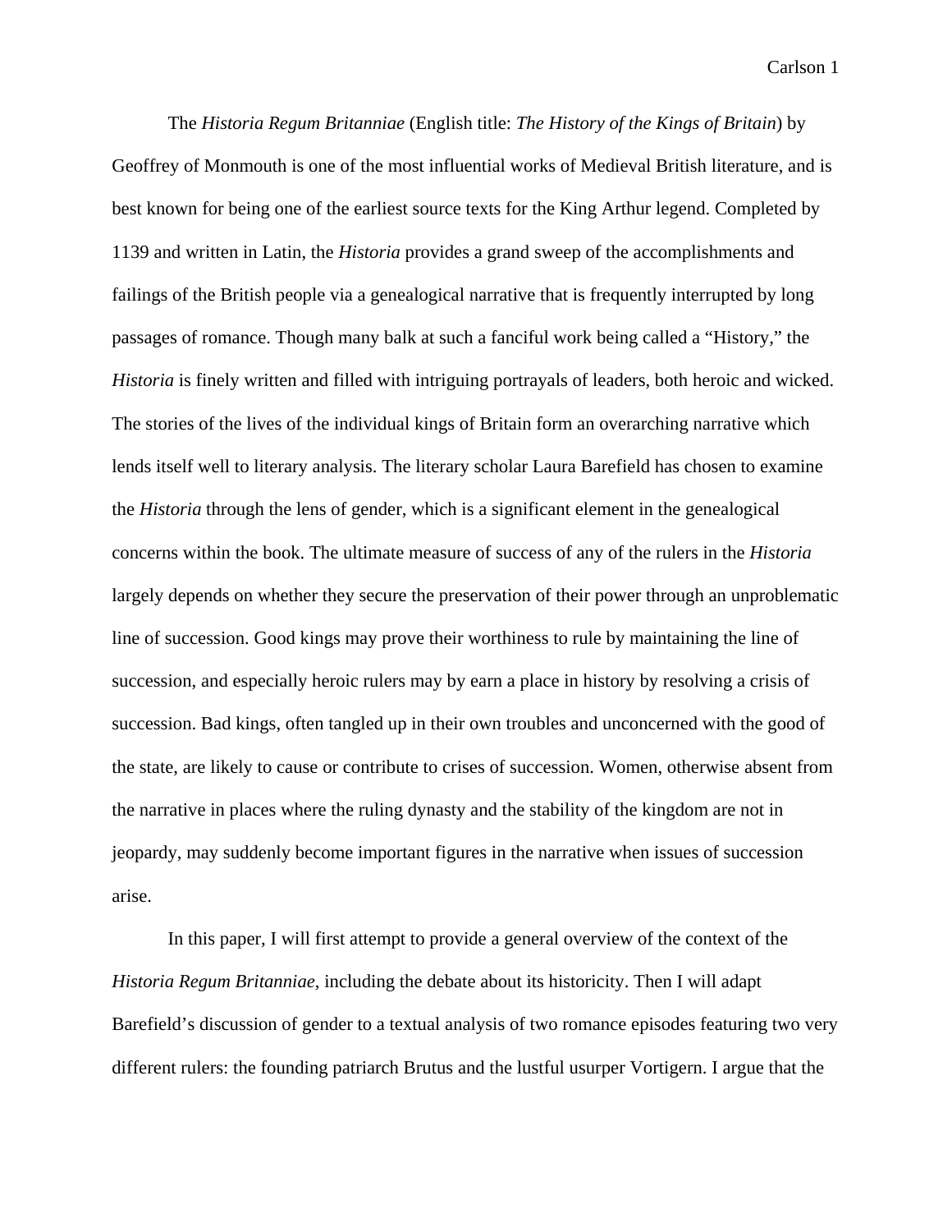The *Historia Regum Britanniae* (English title: *The History of the Kings of Britain*) by Geoffrey of Monmouth is one of the most influential works of Medieval British literature, and is best known for being one of the earliest source texts for the King Arthur legend. Completed by 1139 and written in Latin, the *Historia* provides a grand sweep of the accomplishments and failings of the British people via a genealogical narrative that is frequently interrupted by long passages of romance. Though many balk at such a fanciful work being called a "History," the *Historia* is finely written and filled with intriguing portrayals of leaders, both heroic and wicked. The stories of the lives of the individual kings of Britain form an overarching narrative which lends itself well to literary analysis. The literary scholar Laura Barefield has chosen to examine the *Historia* through the lens of gender, which is a significant element in the genealogical concerns within the book. The ultimate measure of success of any of the rulers in the *Historia* largely depends on whether they secure the preservation of their power through an unproblematic line of succession. Good kings may prove their worthiness to rule by maintaining the line of succession, and especially heroic rulers may by earn a place in history by resolving a crisis of succession. Bad kings, often tangled up in their own troubles and unconcerned with the good of the state, are likely to cause or contribute to crises of succession. Women, otherwise absent from the narrative in places where the ruling dynasty and the stability of the kingdom are not in jeopardy, may suddenly become important figures in the narrative when issues of succession arise.

In this paper, I will first attempt to provide a general overview of the context of the *Historia Regum Britanniae,* including the debate about its historicity. Then I will adapt Barefield's discussion of gender to a textual analysis of two romance episodes featuring two very different rulers: the founding patriarch Brutus and the lustful usurper Vortigern. I argue that the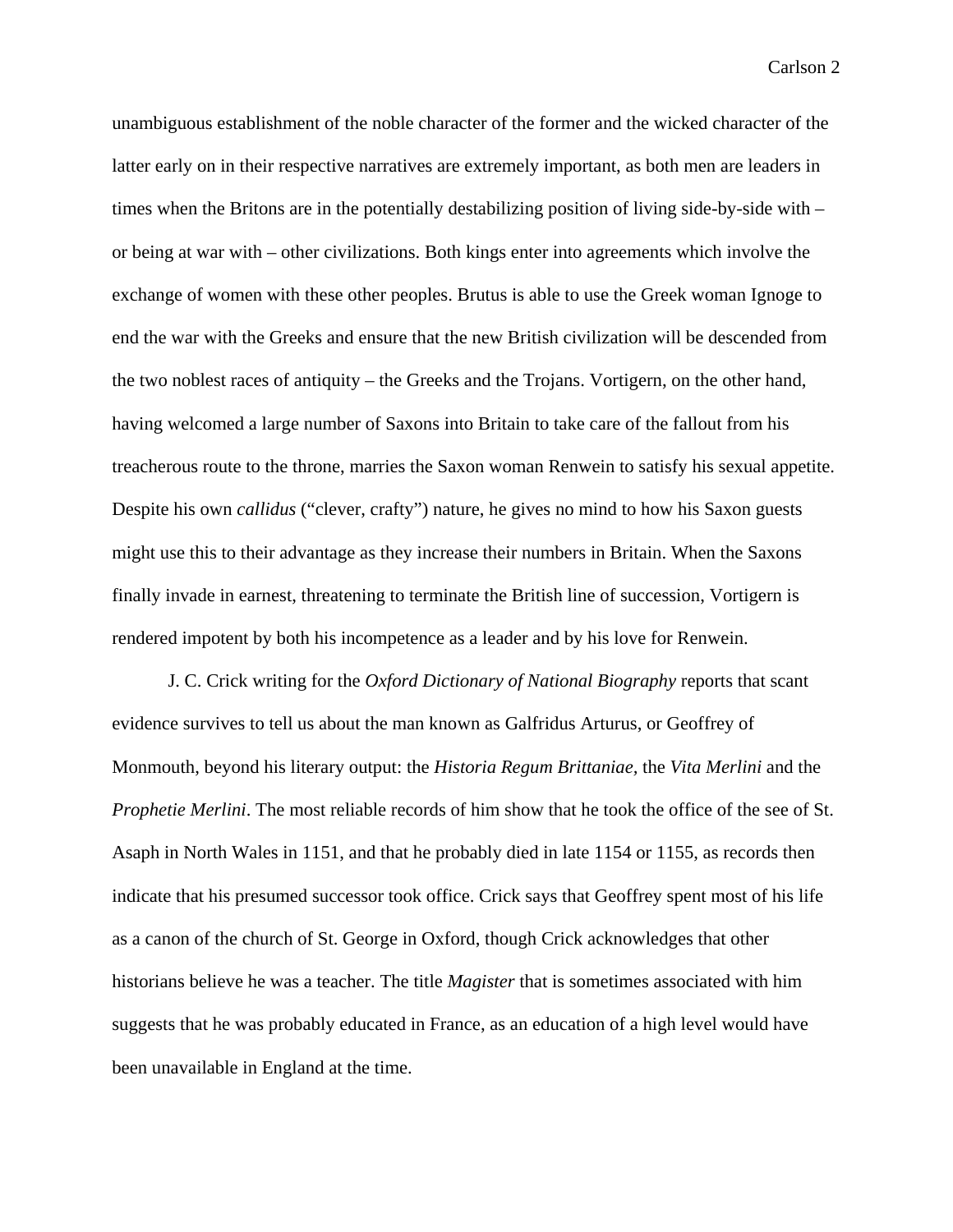unambiguous establishment of the noble character of the former and the wicked character of the latter early on in their respective narratives are extremely important, as both men are leaders in times when the Britons are in the potentially destabilizing position of living side-by-side with – or being at war with – other civilizations. Both kings enter into agreements which involve the exchange of women with these other peoples. Brutus is able to use the Greek woman Ignoge to end the war with the Greeks and ensure that the new British civilization will be descended from the two noblest races of antiquity – the Greeks and the Trojans. Vortigern, on the other hand, having welcomed a large number of Saxons into Britain to take care of the fallout from his treacherous route to the throne, marries the Saxon woman Renwein to satisfy his sexual appetite. Despite his own *callidus* ("clever, crafty") nature, he gives no mind to how his Saxon guests might use this to their advantage as they increase their numbers in Britain. When the Saxons finally invade in earnest, threatening to terminate the British line of succession, Vortigern is rendered impotent by both his incompetence as a leader and by his love for Renwein.

J. C. Crick writing for the *Oxford Dictionary of National Biography* reports that scant evidence survives to tell us about the man known as Galfridus Arturus, or Geoffrey of Monmouth, beyond his literary output: the *Historia Regum Brittaniae,* the *Vita Merlini* and the *Prophetie Merlini*. The most reliable records of him show that he took the office of the see of St. Asaph in North Wales in 1151, and that he probably died in late 1154 or 1155, as records then indicate that his presumed successor took office. Crick says that Geoffrey spent most of his life as a canon of the church of St. George in Oxford, though Crick acknowledges that other historians believe he was a teacher. The title *Magister* that is sometimes associated with him suggests that he was probably educated in France, as an education of a high level would have been unavailable in England at the time.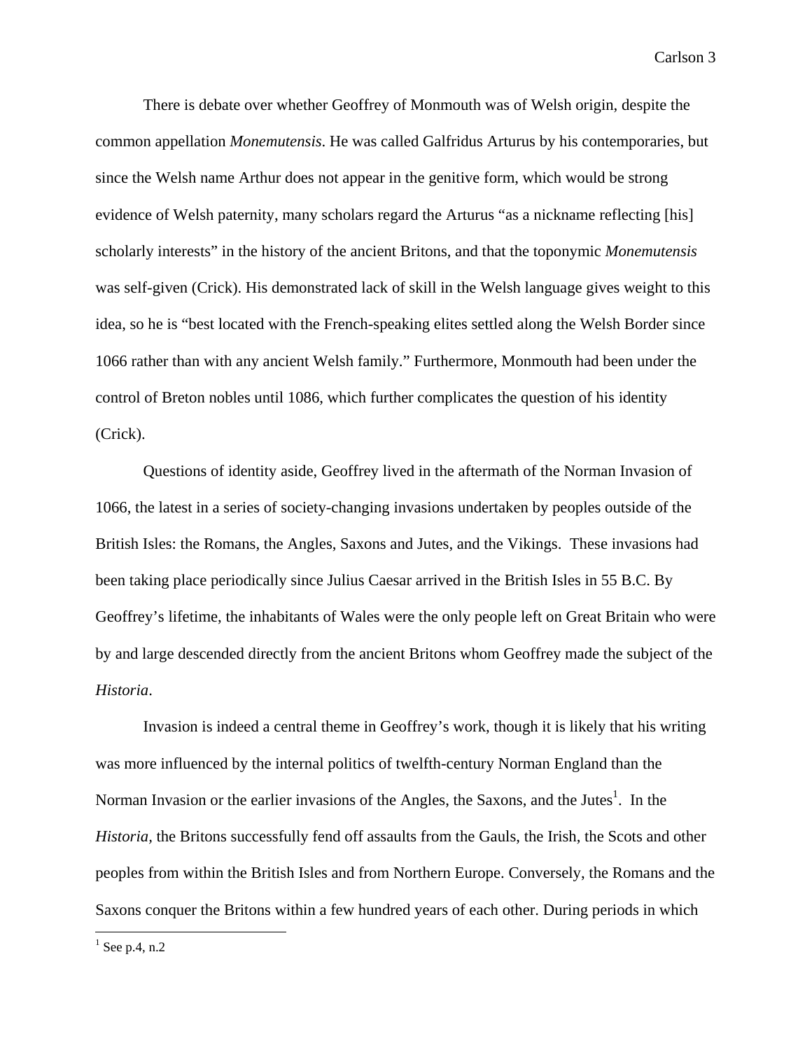There is debate over whether Geoffrey of Monmouth was of Welsh origin, despite the common appellation *Monemutensis*. He was called Galfridus Arturus by his contemporaries, but since the Welsh name Arthur does not appear in the genitive form, which would be strong evidence of Welsh paternity, many scholars regard the Arturus "as a nickname reflecting [his] scholarly interests" in the history of the ancient Britons, and that the toponymic *Monemutensis* was self-given (Crick). His demonstrated lack of skill in the Welsh language gives weight to this idea, so he is "best located with the French-speaking elites settled along the Welsh Border since 1066 rather than with any ancient Welsh family." Furthermore, Monmouth had been under the control of Breton nobles until 1086, which further complicates the question of his identity (Crick).

Questions of identity aside, Geoffrey lived in the aftermath of the Norman Invasion of 1066, the latest in a series of society-changing invasions undertaken by peoples outside of the British Isles: the Romans, the Angles, Saxons and Jutes, and the Vikings. These invasions had been taking place periodically since Julius Caesar arrived in the British Isles in 55 B.C. By Geoffrey's lifetime, the inhabitants of Wales were the only people left on Great Britain who were by and large descended directly from the ancient Britons whom Geoffrey made the subject of the *Historia*.

Invasion is indeed a central theme in Geoffrey's work, though it is likely that his writing was more influenced by the internal politics of twelfth-century Norman England than the Norman Invasion or the earlier invasions of the Angles, the Saxons, and the Jutes[1]. In the *Historia*, the Britons successfully fend off assaults from the Gauls, the Irish, the Scots and other peoples from within the British Isles and from Northern Europe. Conversely, the Romans and the Saxons conquer the Britons within a few hundred years of each other. During periods in which

[1] See p.4, n.2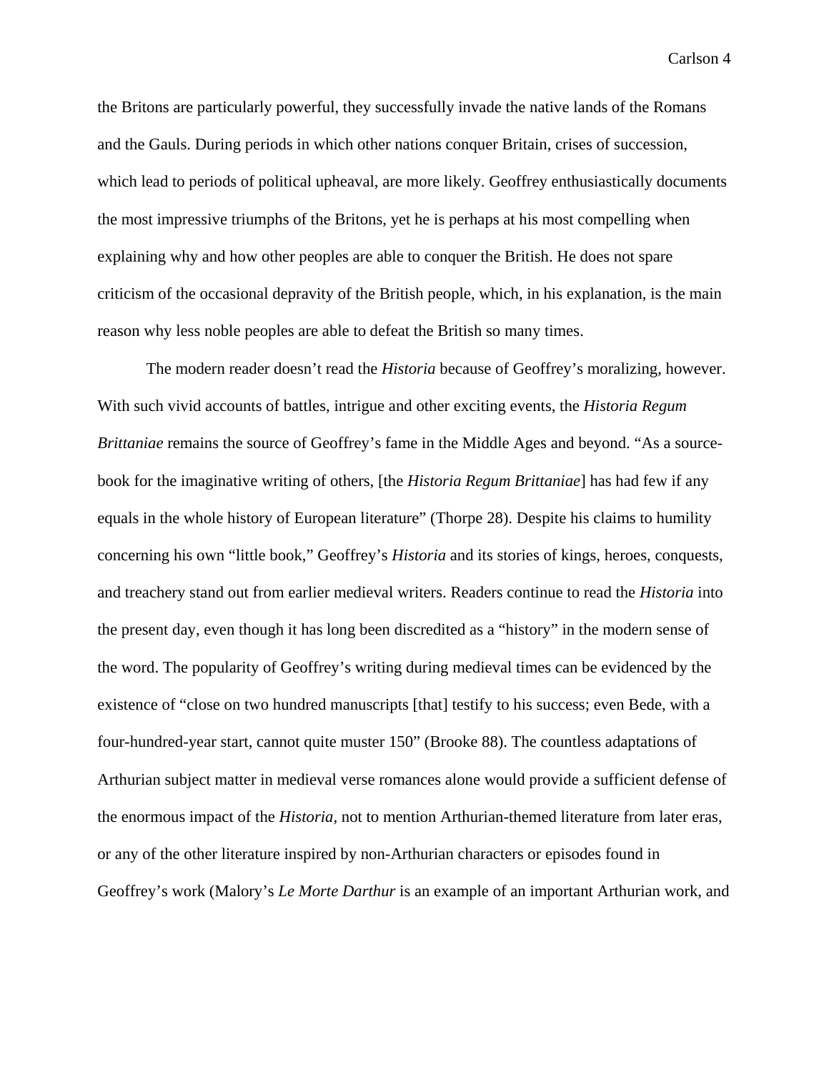the Britons are particularly powerful, they successfully invade the native lands of the Romans and the Gauls. During periods in which other nations conquer Britain, crises of succession, which lead to periods of political upheaval, are more likely. Geoffrey enthusiastically documents the most impressive triumphs of the Britons, yet he is perhaps at his most compelling when explaining why and how other peoples are able to conquer the British. He does not spare criticism of the occasional depravity of the British people, which, in his explanation, is the main reason why less noble peoples are able to defeat the British so many times.

The modern reader doesn't read the *Historia* because of Geoffrey's moralizing, however. With such vivid accounts of battles, intrigue and other exciting events, the *Historia Regum Brittaniae* remains the source of Geoffrey's fame in the Middle Ages and beyond. "As a source-book for the imaginative writing of others, [the *Historia Regum Brittaniae*] has had few if any equals in the whole history of European literature" (Thorpe 28). Despite his claims to humility concerning his own "little book," Geoffrey's *Historia* and its stories of kings, heroes, conquests, and treachery stand out from earlier medieval writers. Readers continue to read the *Historia* into the present day, even though it has long been discredited as a "history" in the modern sense of the word. The popularity of Geoffrey's writing during medieval times can be evidenced by the existence of "close on two hundred manuscripts [that] testify to his success; even Bede, with a four-hundred-year start, cannot quite muster 150" (Brooke 88). The countless adaptations of Arthurian subject matter in medieval verse romances alone would provide a sufficient defense of the enormous impact of the *Historia*, not to mention Arthurian-themed literature from later eras, or any of the other literature inspired by non-Arthurian characters or episodes found in Geoffrey's work (Malory's *Le Morte Darthur* is an example of an important Arthurian work, and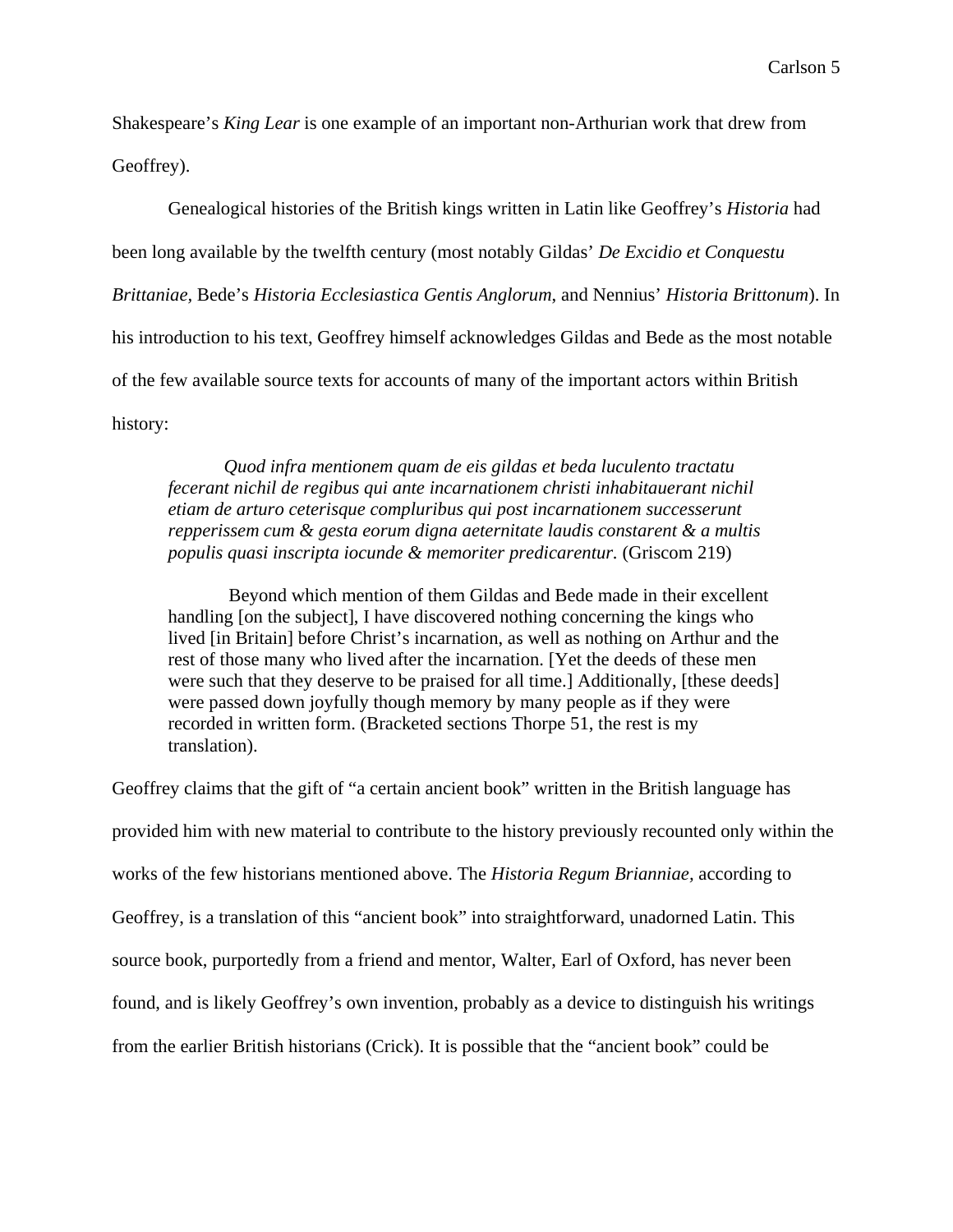Shakespeare's *King Lear* is one example of an important non-Arthurian work that drew from Geoffrey).

Genealogical histories of the British kings written in Latin like Geoffrey's *Historia* had been long available by the twelfth century (most notably Gildas' *De Excidio et Conquestu Brittaniae,* Bede's *Historia Ecclesiastica Gentis Anglorum*, and Nennius' *Historia Brittonum*). In his introduction to his text, Geoffrey himself acknowledges Gildas and Bede as the most notable of the few available source texts for accounts of many of the important actors within British history:

> *Quod infra mentionem quam de eis gildas et beda luculento tractatu fecerant nichil de regibus qui ante incarnationem christi inhabitauerant nichil etiam de arturo ceterisque compluribus qui post incarnationem successerunt repperissem cum & gesta eorum digna aeternitate laudis constarent & a multis populis quasi inscripta iocunde & memoriter predicarentur.* (Griscom 219)
>
> Beyond which mention of them Gildas and Bede made in their excellent handling [on the subject], I have discovered nothing concerning the kings who lived [in Britain] before Christ's incarnation, as well as nothing on Arthur and the rest of those many who lived after the incarnation. [Yet the deeds of these men were such that they deserve to be praised for all time.] Additionally, [these deeds] were passed down joyfully though memory by many people as if they were recorded in written form. (Bracketed sections Thorpe 51, the rest is my translation).

Geoffrey claims that the gift of "a certain ancient book" written in the British language has provided him with new material to contribute to the history previously recounted only within the works of the few historians mentioned above. The *Historia Regum Brianniae,* according to Geoffrey, is a translation of this "ancient book" into straightforward, unadorned Latin. This source book, purportedly from a friend and mentor, Walter, Earl of Oxford, has never been found, and is likely Geoffrey's own invention, probably as a device to distinguish his writings from the earlier British historians (Crick). It is possible that the "ancient book" could be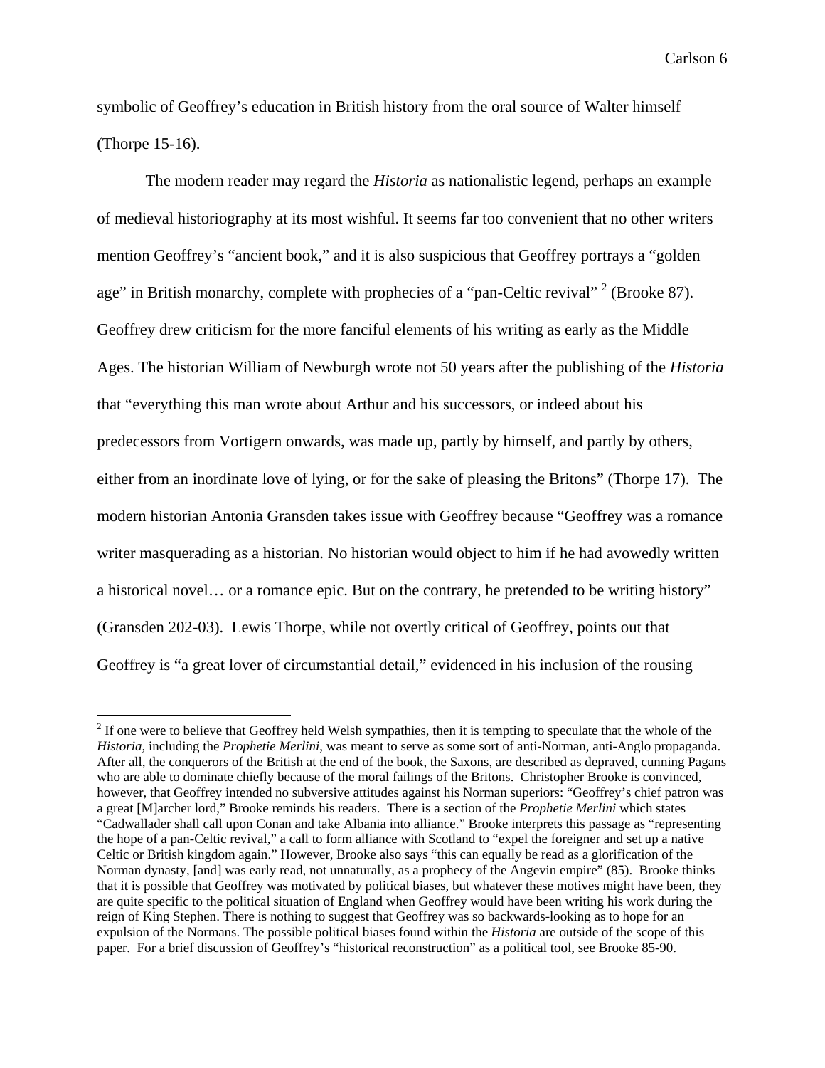symbolic of Geoffrey's education in British history from the oral source of Walter himself (Thorpe 15-16).

The modern reader may regard the *Historia* as nationalistic legend, perhaps an example of medieval historiography at its most wishful. It seems far too convenient that no other writers mention Geoffrey's "ancient book," and it is also suspicious that Geoffrey portrays a "golden age" in British monarchy, complete with prophecies of a "pan-Celtic revival" [2] (Brooke 87). Geoffrey drew criticism for the more fanciful elements of his writing as early as the Middle Ages. The historian William of Newburgh wrote not 50 years after the publishing of the *Historia* that "everything this man wrote about Arthur and his successors, or indeed about his predecessors from Vortigern onwards, was made up, partly by himself, and partly by others, either from an inordinate love of lying, or for the sake of pleasing the Britons" (Thorpe 17). The modern historian Antonia Gransden takes issue with Geoffrey because "Geoffrey was a romance writer masquerading as a historian. No historian would object to him if he had avowedly written a historical novel… or a romance epic. But on the contrary, he pretended to be writing history" (Gransden 202-03). Lewis Thorpe, while not overtly critical of Geoffrey, points out that Geoffrey is "a great lover of circumstantial detail," evidenced in his inclusion of the rousing

---

[2] If one were to believe that Geoffrey held Welsh sympathies, then it is tempting to speculate that the whole of the *Historia*, including the *Prophetie Merlini*, was meant to serve as some sort of anti-Norman, anti-Anglo propaganda. After all, the conquerors of the British at the end of the book, the Saxons, are described as depraved, cunning Pagans who are able to dominate chiefly because of the moral failings of the Britons. Christopher Brooke is convinced, however, that Geoffrey intended no subversive attitudes against his Norman superiors: "Geoffrey's chief patron was a great [M]archer lord," Brooke reminds his readers. There is a section of the *Prophetie Merlini* which states "Cadwallader shall call upon Conan and take Albania into alliance." Brooke interprets this passage as "representing the hope of a pan-Celtic revival," a call to form alliance with Scotland to "expel the foreigner and set up a native Celtic or British kingdom again." However, Brooke also says "this can equally be read as a glorification of the Norman dynasty, [and] was early read, not unnaturally, as a prophecy of the Angevin empire" (85). Brooke thinks that it is possible that Geoffrey was motivated by political biases, but whatever these motives might have been, they are quite specific to the political situation of England when Geoffrey would have been writing his work during the reign of King Stephen. There is nothing to suggest that Geoffrey was so backwards-looking as to hope for an expulsion of the Normans. The possible political biases found within the *Historia* are outside of the scope of this paper. For a brief discussion of Geoffrey's "historical reconstruction" as a political tool, see Brooke 85-90.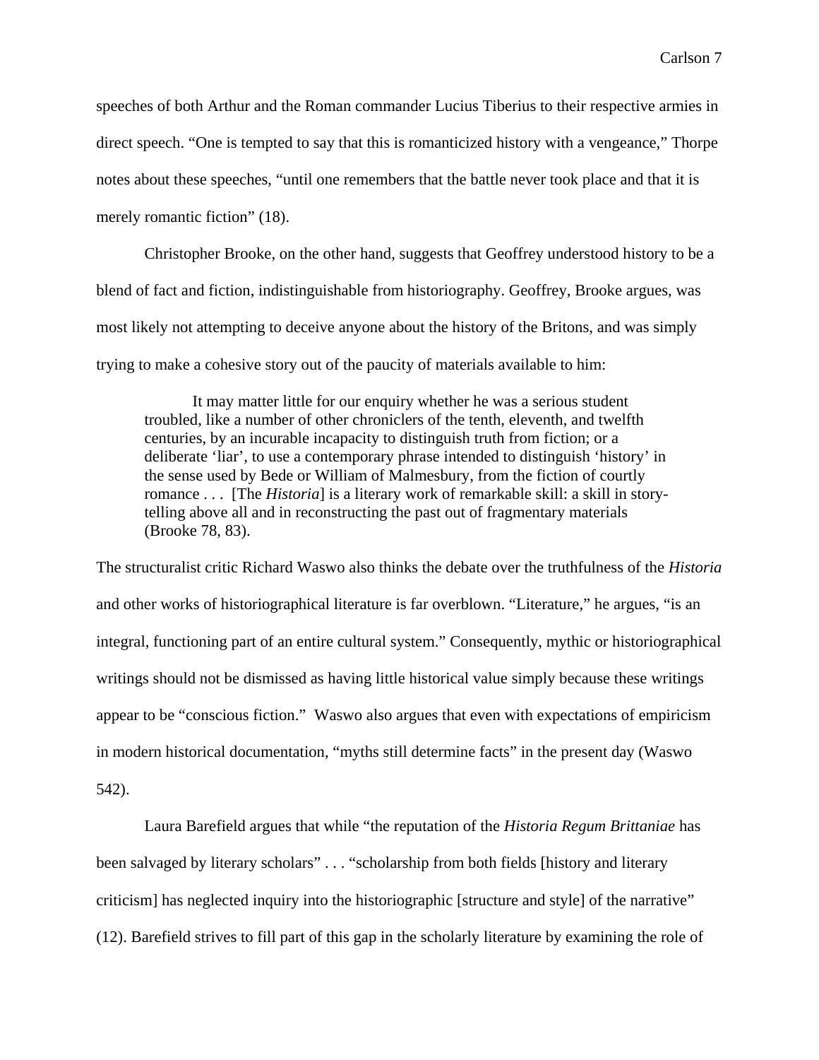speeches of both Arthur and the Roman commander Lucius Tiberius to their respective armies in direct speech. "One is tempted to say that this is romanticized history with a vengeance," Thorpe notes about these speeches, "until one remembers that the battle never took place and that it is merely romantic fiction" (18).

Christopher Brooke, on the other hand, suggests that Geoffrey understood history to be a blend of fact and fiction, indistinguishable from historiography. Geoffrey, Brooke argues, was most likely not attempting to deceive anyone about the history of the Britons, and was simply trying to make a cohesive story out of the paucity of materials available to him:

> It may matter little for our enquiry whether he was a serious student troubled, like a number of other chroniclers of the tenth, eleventh, and twelfth centuries, by an incurable incapacity to distinguish truth from fiction; or a deliberate 'liar', to use a contemporary phrase intended to distinguish 'history' in the sense used by Bede or William of Malmesbury, from the fiction of courtly romance . . . [The *Historia*] is a literary work of remarkable skill: a skill in story-telling above all and in reconstructing the past out of fragmentary materials (Brooke 78, 83).

The structuralist critic Richard Waswo also thinks the debate over the truthfulness of the *Historia* and other works of historiographical literature is far overblown. "Literature," he argues, "is an integral, functioning part of an entire cultural system." Consequently, mythic or historiographical writings should not be dismissed as having little historical value simply because these writings appear to be "conscious fiction." Waswo also argues that even with expectations of empiricism in modern historical documentation, "myths still determine facts" in the present day (Waswo 542).

Laura Barefield argues that while "the reputation of the *Historia Regum Brittaniae* has been salvaged by literary scholars" . . . "scholarship from both fields [history and literary criticism] has neglected inquiry into the historiographic [structure and style] of the narrative" (12). Barefield strives to fill part of this gap in the scholarly literature by examining the role of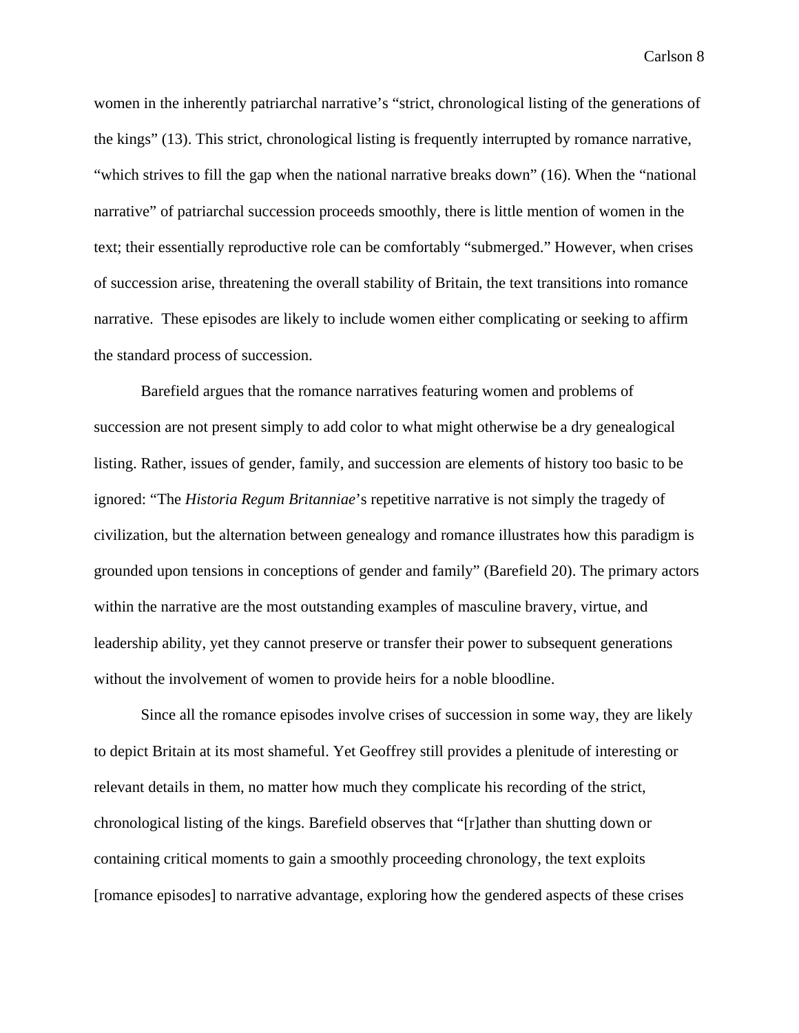women in the inherently patriarchal narrative's "strict, chronological listing of the generations of the kings" (13). This strict, chronological listing is frequently interrupted by romance narrative, "which strives to fill the gap when the national narrative breaks down" (16). When the "national narrative" of patriarchal succession proceeds smoothly, there is little mention of women in the text; their essentially reproductive role can be comfortably "submerged." However, when crises of succession arise, threatening the overall stability of Britain, the text transitions into romance narrative. These episodes are likely to include women either complicating or seeking to affirm the standard process of succession.

Barefield argues that the romance narratives featuring women and problems of succession are not present simply to add color to what might otherwise be a dry genealogical listing. Rather, issues of gender, family, and succession are elements of history too basic to be ignored: "The *Historia Regum Britanniae*'s repetitive narrative is not simply the tragedy of civilization, but the alternation between genealogy and romance illustrates how this paradigm is grounded upon tensions in conceptions of gender and family" (Barefield 20). The primary actors within the narrative are the most outstanding examples of masculine bravery, virtue, and leadership ability, yet they cannot preserve or transfer their power to subsequent generations without the involvement of women to provide heirs for a noble bloodline.

Since all the romance episodes involve crises of succession in some way, they are likely to depict Britain at its most shameful. Yet Geoffrey still provides a plenitude of interesting or relevant details in them, no matter how much they complicate his recording of the strict, chronological listing of the kings. Barefield observes that "[r]ather than shutting down or containing critical moments to gain a smoothly proceeding chronology, the text exploits [romance episodes] to narrative advantage, exploring how the gendered aspects of these crises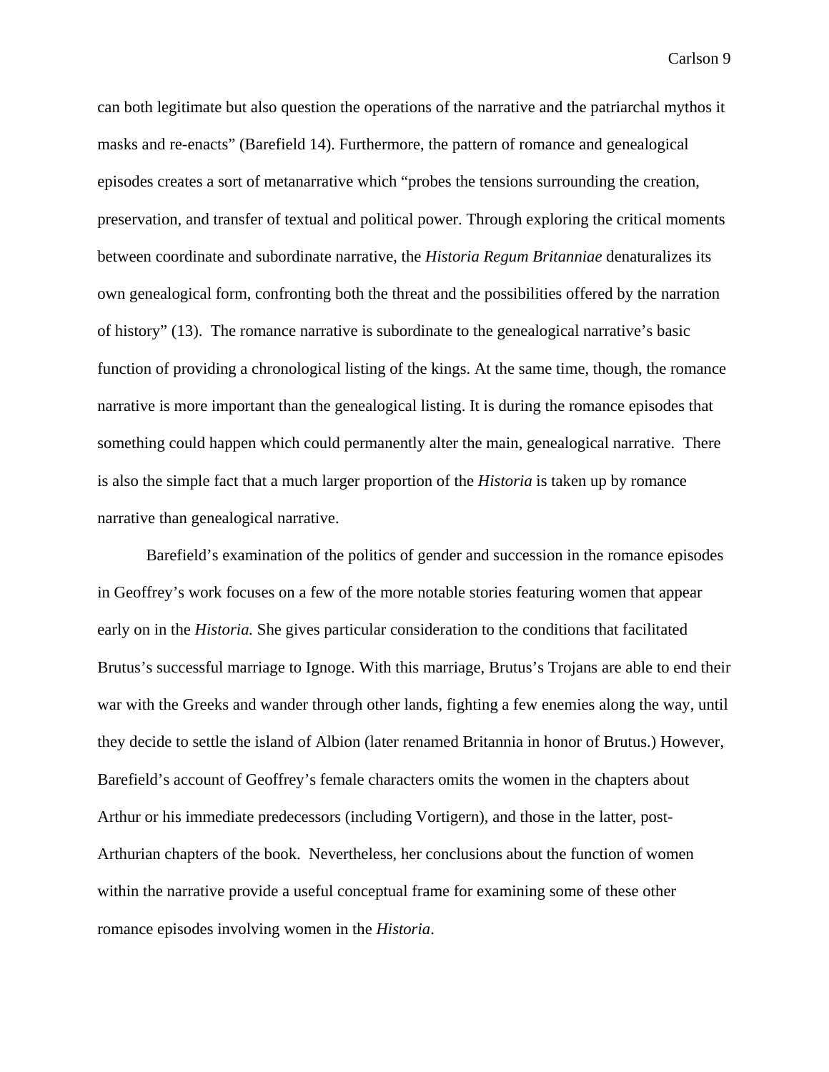can both legitimate but also question the operations of the narrative and the patriarchal mythos it masks and re-enacts" (Barefield 14). Furthermore, the pattern of romance and genealogical episodes creates a sort of metanarrative which "probes the tensions surrounding the creation, preservation, and transfer of textual and political power. Through exploring the critical moments between coordinate and subordinate narrative, the *Historia Regum Britanniae* denaturalizes its own genealogical form, confronting both the threat and the possibilities offered by the narration of history" (13). The romance narrative is subordinate to the genealogical narrative's basic function of providing a chronological listing of the kings. At the same time, though, the romance narrative is more important than the genealogical listing. It is during the romance episodes that something could happen which could permanently alter the main, genealogical narrative. There is also the simple fact that a much larger proportion of the *Historia* is taken up by romance narrative than genealogical narrative.

Barefield's examination of the politics of gender and succession in the romance episodes in Geoffrey's work focuses on a few of the more notable stories featuring women that appear early on in the *Historia.* She gives particular consideration to the conditions that facilitated Brutus's successful marriage to Ignoge. With this marriage, Brutus's Trojans are able to end their war with the Greeks and wander through other lands, fighting a few enemies along the way, until they decide to settle the island of Albion (later renamed Britannia in honor of Brutus.) However, Barefield's account of Geoffrey's female characters omits the women in the chapters about Arthur or his immediate predecessors (including Vortigern), and those in the latter, post-Arthurian chapters of the book. Nevertheless, her conclusions about the function of women within the narrative provide a useful conceptual frame for examining some of these other romance episodes involving women in the *Historia*.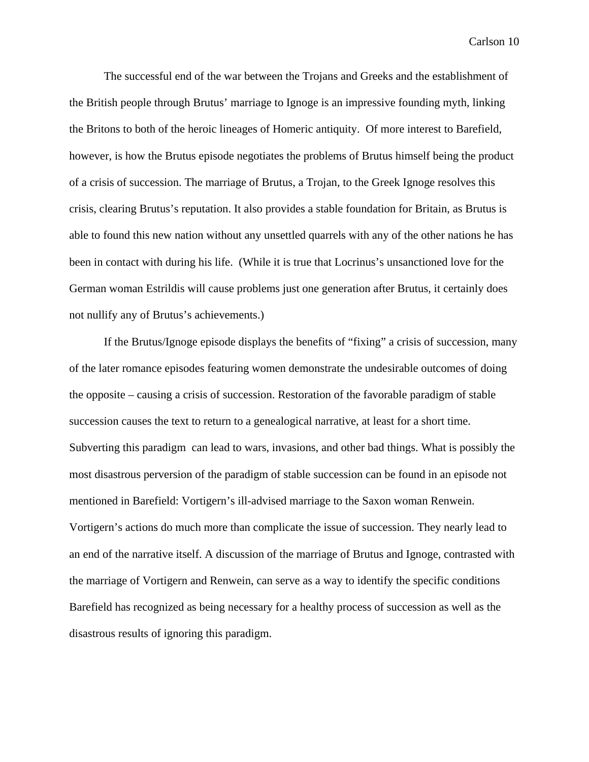The successful end of the war between the Trojans and Greeks and the establishment of the British people through Brutus' marriage to Ignoge is an impressive founding myth, linking the Britons to both of the heroic lineages of Homeric antiquity. Of more interest to Barefield, however, is how the Brutus episode negotiates the problems of Brutus himself being the product of a crisis of succession. The marriage of Brutus, a Trojan, to the Greek Ignoge resolves this crisis, clearing Brutus's reputation. It also provides a stable foundation for Britain, as Brutus is able to found this new nation without any unsettled quarrels with any of the other nations he has been in contact with during his life. (While it is true that Locrinus's unsanctioned love for the German woman Estrildis will cause problems just one generation after Brutus, it certainly does not nullify any of Brutus's achievements.)

If the Brutus/Ignoge episode displays the benefits of "fixing" a crisis of succession, many of the later romance episodes featuring women demonstrate the undesirable outcomes of doing the opposite – causing a crisis of succession. Restoration of the favorable paradigm of stable succession causes the text to return to a genealogical narrative, at least for a short time. Subverting this paradigm can lead to wars, invasions, and other bad things. What is possibly the most disastrous perversion of the paradigm of stable succession can be found in an episode not mentioned in Barefield: Vortigern's ill-advised marriage to the Saxon woman Renwein. Vortigern's actions do much more than complicate the issue of succession. They nearly lead to an end of the narrative itself. A discussion of the marriage of Brutus and Ignoge, contrasted with the marriage of Vortigern and Renwein, can serve as a way to identify the specific conditions Barefield has recognized as being necessary for a healthy process of succession as well as the disastrous results of ignoring this paradigm.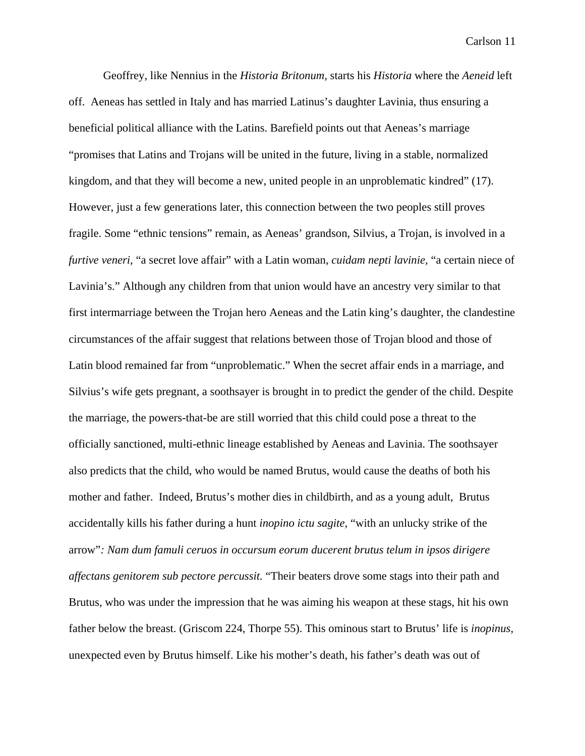Geoffrey, like Nennius in the *Historia Britonum,* starts his *Historia* where the *Aeneid* left off. Aeneas has settled in Italy and has married Latinus's daughter Lavinia, thus ensuring a beneficial political alliance with the Latins. Barefield points out that Aeneas's marriage "promises that Latins and Trojans will be united in the future, living in a stable, normalized kingdom, and that they will become a new, united people in an unproblematic kindred" (17). However, just a few generations later, this connection between the two peoples still proves fragile. Some "ethnic tensions" remain, as Aeneas' grandson, Silvius, a Trojan, is involved in a *furtive veneri*, "a secret love affair" with a Latin woman, *cuidam nepti lavinie,* "a certain niece of Lavinia's." Although any children from that union would have an ancestry very similar to that first intermarriage between the Trojan hero Aeneas and the Latin king's daughter, the clandestine circumstances of the affair suggest that relations between those of Trojan blood and those of Latin blood remained far from "unproblematic." When the secret affair ends in a marriage, and Silvius's wife gets pregnant, a soothsayer is brought in to predict the gender of the child. Despite the marriage, the powers-that-be are still worried that this child could pose a threat to the officially sanctioned, multi-ethnic lineage established by Aeneas and Lavinia. The soothsayer also predicts that the child, who would be named Brutus, would cause the deaths of both his mother and father. Indeed, Brutus's mother dies in childbirth, and as a young adult, Brutus accidentally kills his father during a hunt *inopino ictu sagite,* "with an unlucky strike of the arrow"*: Nam dum famuli ceruos in occursum eorum ducerent brutus telum in ipsos dirigere affectans genitorem sub pectore percussit.* "Their beaters drove some stags into their path and Brutus, who was under the impression that he was aiming his weapon at these stags, hit his own father below the breast. (Griscom 224, Thorpe 55). This ominous start to Brutus' life is *inopinus*, unexpected even by Brutus himself. Like his mother's death, his father's death was out of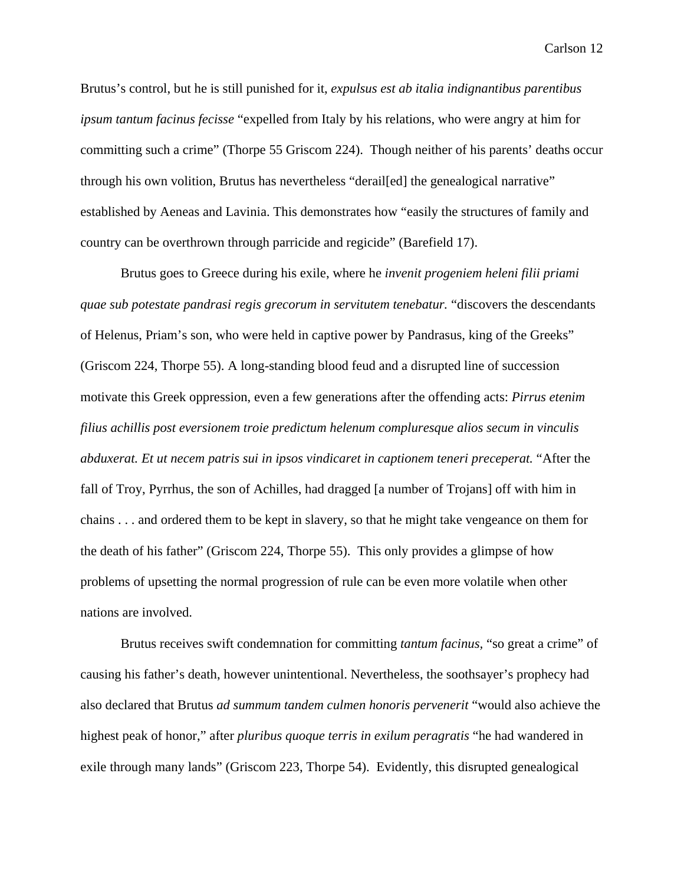Brutus's control, but he is still punished for it, *expulsus est ab italia indignantibus parentibus ipsum tantum facinus fecisse* "expelled from Italy by his relations, who were angry at him for committing such a crime" (Thorpe 55 Griscom 224). Though neither of his parents' deaths occur through his own volition, Brutus has nevertheless "derail[ed] the genealogical narrative" established by Aeneas and Lavinia. This demonstrates how "easily the structures of family and country can be overthrown through parricide and regicide" (Barefield 17).

Brutus goes to Greece during his exile, where he *invenit progeniem heleni filii priami quae sub potestate pandrasi regis grecorum in servitutem tenebatur.* "discovers the descendants of Helenus, Priam's son, who were held in captive power by Pandrasus, king of the Greeks" (Griscom 224, Thorpe 55). A long-standing blood feud and a disrupted line of succession motivate this Greek oppression, even a few generations after the offending acts: *Pirrus etenim filius achillis post eversionem troie predictum helenum compluresque alios secum in vinculis abduxerat. Et ut necem patris sui in ipsos vindicaret in captionem teneri preceperat.* "After the fall of Troy, Pyrrhus, the son of Achilles, had dragged [a number of Trojans] off with him in chains . . . and ordered them to be kept in slavery, so that he might take vengeance on them for the death of his father" (Griscom 224, Thorpe 55). This only provides a glimpse of how problems of upsetting the normal progression of rule can be even more volatile when other nations are involved.

Brutus receives swift condemnation for committing *tantum facinus,* "so great a crime" of causing his father's death, however unintentional. Nevertheless, the soothsayer's prophecy had also declared that Brutus *ad summum tandem culmen honoris pervenerit* "would also achieve the highest peak of honor," after *pluribus quoque terris in exilum peragratis* "he had wandered in exile through many lands" (Griscom 223, Thorpe 54). Evidently, this disrupted genealogical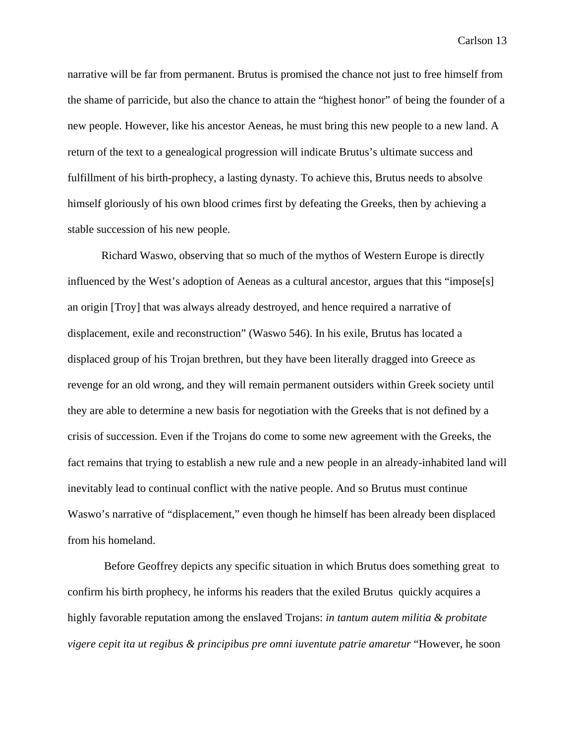narrative will be far from permanent. Brutus is promised the chance not just to free himself from the shame of parricide, but also the chance to attain the "highest honor" of being the founder of a new people. However, like his ancestor Aeneas, he must bring this new people to a new land. A return of the text to a genealogical progression will indicate Brutus's ultimate success and fulfillment of his birth-prophecy, a lasting dynasty. To achieve this, Brutus needs to absolve himself gloriously of his own blood crimes first by defeating the Greeks, then by achieving a stable succession of his new people.

Richard Waswo, observing that so much of the mythos of Western Europe is directly influenced by the West's adoption of Aeneas as a cultural ancestor, argues that this "impose[s] an origin [Troy] that was always already destroyed, and hence required a narrative of displacement, exile and reconstruction" (Waswo 546). In his exile, Brutus has located a displaced group of his Trojan brethren, but they have been literally dragged into Greece as revenge for an old wrong, and they will remain permanent outsiders within Greek society until they are able to determine a new basis for negotiation with the Greeks that is not defined by a crisis of succession. Even if the Trojans do come to some new agreement with the Greeks, the fact remains that trying to establish a new rule and a new people in an already-inhabited land will inevitably lead to continual conflict with the native people. And so Brutus must continue Waswo's narrative of "displacement," even though he himself has been already been displaced from his homeland.

Before Geoffrey depicts any specific situation in which Brutus does something great to confirm his birth prophecy, he informs his readers that the exiled Brutus quickly acquires a highly favorable reputation among the enslaved Trojans: *in tantum autem militia & probitate vigere cepit ita ut regibus & principibus pre omni iuventute patrie amaretur* "However, he soon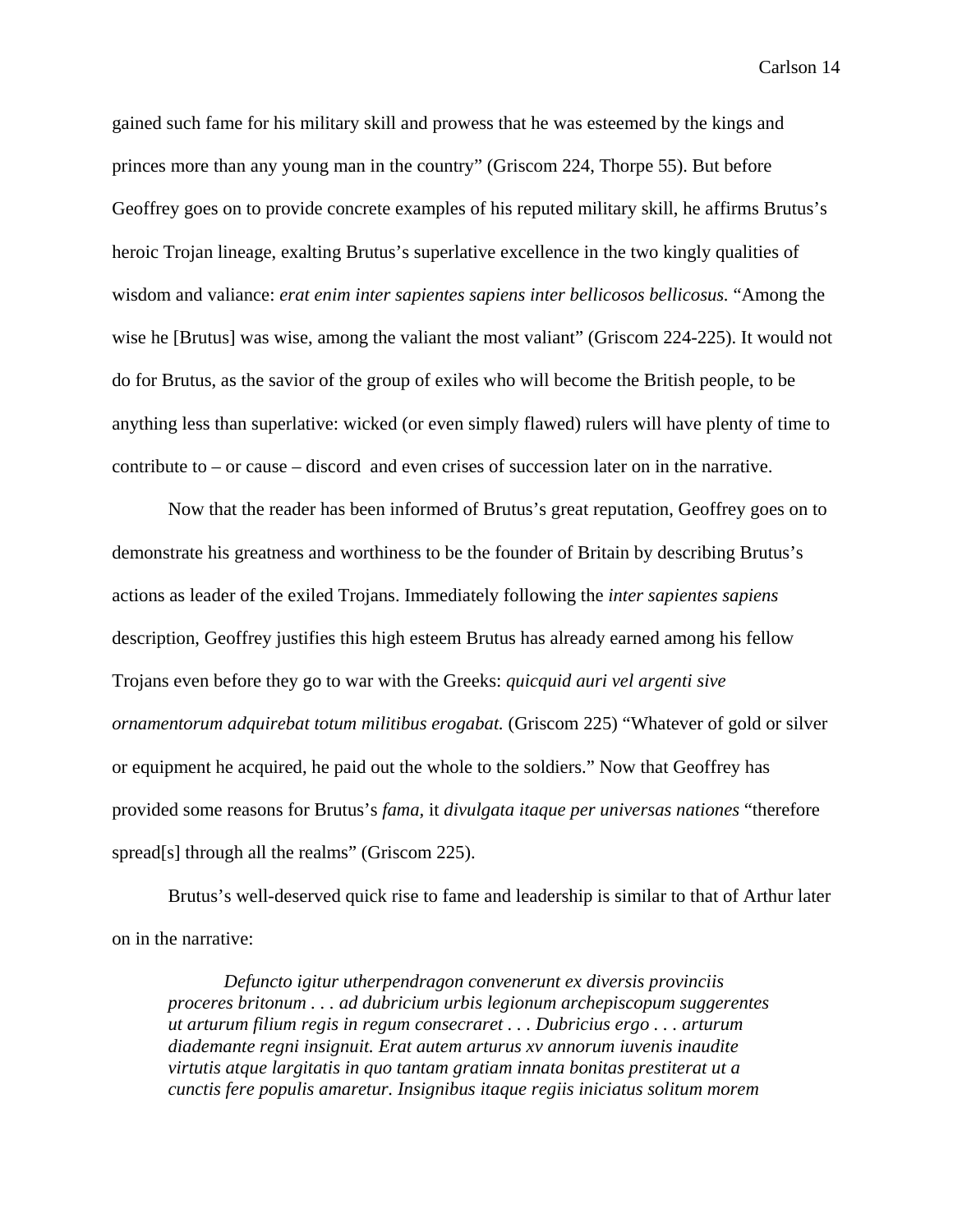gained such fame for his military skill and prowess that he was esteemed by the kings and princes more than any young man in the country" (Griscom 224, Thorpe 55). But before Geoffrey goes on to provide concrete examples of his reputed military skill, he affirms Brutus's heroic Trojan lineage, exalting Brutus's superlative excellence in the two kingly qualities of wisdom and valiance: *erat enim inter sapientes sapiens inter bellicosos bellicosus.* "Among the wise he [Brutus] was wise, among the valiant the most valiant" (Griscom 224-225). It would not do for Brutus, as the savior of the group of exiles who will become the British people, to be anything less than superlative: wicked (or even simply flawed) rulers will have plenty of time to contribute to – or cause – discord and even crises of succession later on in the narrative.

Now that the reader has been informed of Brutus's great reputation, Geoffrey goes on to demonstrate his greatness and worthiness to be the founder of Britain by describing Brutus's actions as leader of the exiled Trojans. Immediately following the *inter sapientes sapiens* description, Geoffrey justifies this high esteem Brutus has already earned among his fellow Trojans even before they go to war with the Greeks: *quicquid auri vel argenti sive ornamentorum adquirebat totum militibus erogabat.* (Griscom 225) "Whatever of gold or silver or equipment he acquired, he paid out the whole to the soldiers." Now that Geoffrey has provided some reasons for Brutus's *fama,* it *divulgata itaque per universas nationes* "therefore spread[s] through all the realms" (Griscom 225).

Brutus's well-deserved quick rise to fame and leadership is similar to that of Arthur later on in the narrative:

> *Defuncto igitur utherpendragon convenerunt ex diversis provinciis proceres britonum . . . ad dubricium urbis legionum archepiscopum suggerentes ut arturum filium regis in regum consecraret . . . Dubricius ergo . . . arturum diademante regni insignuit. Erat autem arturus xv annorum iuvenis inaudite virtutis atque largitatis in quo tantam gratiam innata bonitas prestiterat ut a cunctis fere populis amaretur. Insignibus itaque regiis iniciatus solitum morem*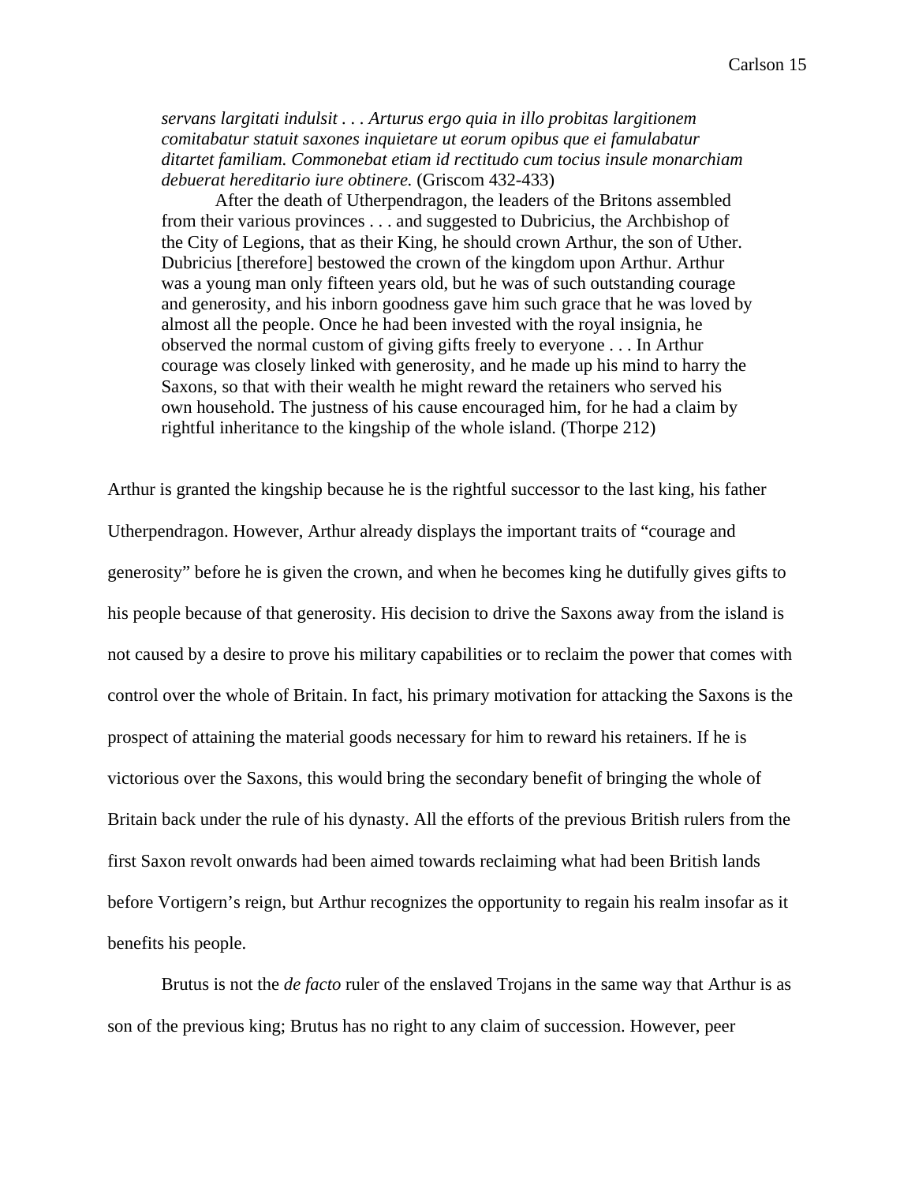> *servans largitati indulsit . . . Arturus ergo quia in illo probitas largitionem comitabatur statuit saxones inquietare ut eorum opibus que ei famulabatur ditartet familiam. Commonebat etiam id rectitudo cum tocius insule monarchiam debuerat hereditario iure obtinere.* (Griscom 432-433)
>
> After the death of Utherpendragon, the leaders of the Britons assembled from their various provinces . . . and suggested to Dubricius, the Archbishop of the City of Legions, that as their King, he should crown Arthur, the son of Uther. Dubricius [therefore] bestowed the crown of the kingdom upon Arthur. Arthur was a young man only fifteen years old, but he was of such outstanding courage and generosity, and his inborn goodness gave him such grace that he was loved by almost all the people. Once he had been invested with the royal insignia, he observed the normal custom of giving gifts freely to everyone . . . In Arthur courage was closely linked with generosity, and he made up his mind to harry the Saxons, so that with their wealth he might reward the retainers who served his own household. The justness of his cause encouraged him, for he had a claim by rightful inheritance to the kingship of the whole island. (Thorpe 212)

Arthur is granted the kingship because he is the rightful successor to the last king, his father Utherpendragon. However, Arthur already displays the important traits of "courage and generosity" before he is given the crown, and when he becomes king he dutifully gives gifts to his people because of that generosity. His decision to drive the Saxons away from the island is not caused by a desire to prove his military capabilities or to reclaim the power that comes with control over the whole of Britain. In fact, his primary motivation for attacking the Saxons is the prospect of attaining the material goods necessary for him to reward his retainers. If he is victorious over the Saxons, this would bring the secondary benefit of bringing the whole of Britain back under the rule of his dynasty. All the efforts of the previous British rulers from the first Saxon revolt onwards had been aimed towards reclaiming what had been British lands before Vortigern's reign, but Arthur recognizes the opportunity to regain his realm insofar as it benefits his people.

Brutus is not the *de facto* ruler of the enslaved Trojans in the same way that Arthur is as son of the previous king; Brutus has no right to any claim of succession. However, peer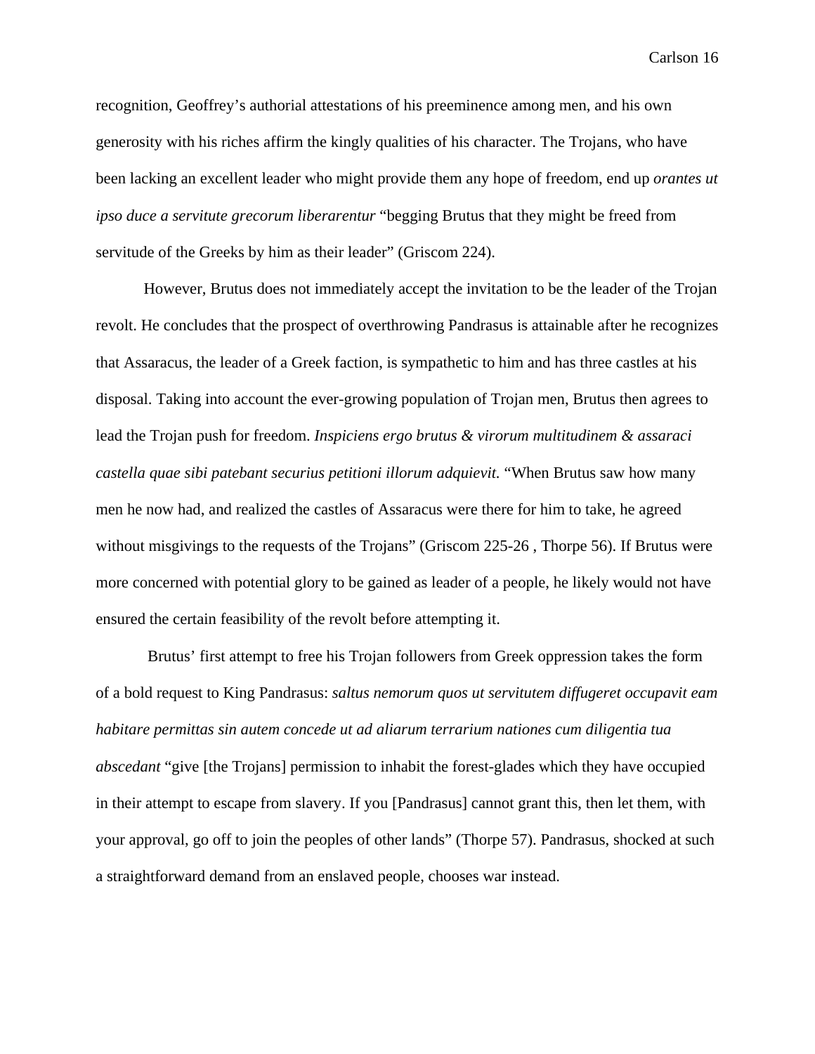recognition, Geoffrey's authorial attestations of his preeminence among men, and his own generosity with his riches affirm the kingly qualities of his character. The Trojans, who have been lacking an excellent leader who might provide them any hope of freedom, end up *orantes ut ipso duce a servitute grecorum liberarentur* "begging Brutus that they might be freed from servitude of the Greeks by him as their leader" (Griscom 224).

However, Brutus does not immediately accept the invitation to be the leader of the Trojan revolt. He concludes that the prospect of overthrowing Pandrasus is attainable after he recognizes that Assaracus, the leader of a Greek faction, is sympathetic to him and has three castles at his disposal. Taking into account the ever-growing population of Trojan men, Brutus then agrees to lead the Trojan push for freedom. *Inspiciens ergo brutus & virorum multitudinem & assaraci castella quae sibi patebant securius petitioni illorum adquievit.* "When Brutus saw how many men he now had, and realized the castles of Assaracus were there for him to take, he agreed without misgivings to the requests of the Trojans" (Griscom 225-26 , Thorpe 56). If Brutus were more concerned with potential glory to be gained as leader of a people, he likely would not have ensured the certain feasibility of the revolt before attempting it.

Brutus' first attempt to free his Trojan followers from Greek oppression takes the form of a bold request to King Pandrasus: *saltus nemorum quos ut servitutem diffugeret occupavit eam habitare permittas sin autem concede ut ad aliarum terrarium nationes cum diligentia tua abscedant* "give [the Trojans] permission to inhabit the forest-glades which they have occupied in their attempt to escape from slavery. If you [Pandrasus] cannot grant this, then let them, with your approval, go off to join the peoples of other lands" (Thorpe 57). Pandrasus, shocked at such a straightforward demand from an enslaved people, chooses war instead.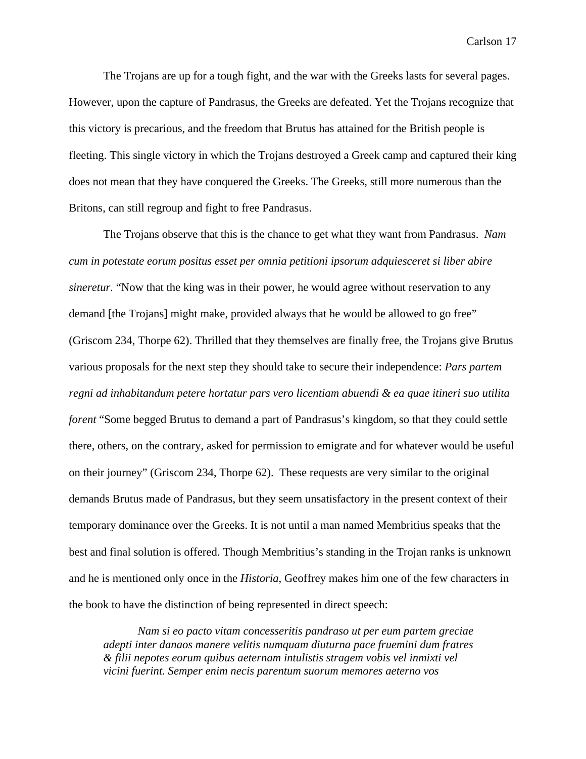The Trojans are up for a tough fight, and the war with the Greeks lasts for several pages. However, upon the capture of Pandrasus, the Greeks are defeated. Yet the Trojans recognize that this victory is precarious, and the freedom that Brutus has attained for the British people is fleeting. This single victory in which the Trojans destroyed a Greek camp and captured their king does not mean that they have conquered the Greeks. The Greeks, still more numerous than the Britons, can still regroup and fight to free Pandrasus.

The Trojans observe that this is the chance to get what they want from Pandrasus. *Nam cum in potestate eorum positus esset per omnia petitioni ipsorum adquiesceret si liber abire sineretur*. "Now that the king was in their power, he would agree without reservation to any demand [the Trojans] might make, provided always that he would be allowed to go free" (Griscom 234, Thorpe 62). Thrilled that they themselves are finally free, the Trojans give Brutus various proposals for the next step they should take to secure their independence: *Pars partem regni ad inhabitandum petere hortatur pars vero licentiam abuendi & ea quae itineri suo utilita forent* "Some begged Brutus to demand a part of Pandrasus's kingdom, so that they could settle there, others, on the contrary, asked for permission to emigrate and for whatever would be useful on their journey" (Griscom 234, Thorpe 62). These requests are very similar to the original demands Brutus made of Pandrasus, but they seem unsatisfactory in the present context of their temporary dominance over the Greeks. It is not until a man named Membritius speaks that the best and final solution is offered. Though Membritius's standing in the Trojan ranks is unknown and he is mentioned only once in the *Historia*, Geoffrey makes him one of the few characters in the book to have the distinction of being represented in direct speech:

> *Nam si eo pacto vitam concesseritis pandraso ut per eum partem greciae adepti inter danaos manere velitis numquam diuturna pace fruemini dum fratres & filii nepotes eorum quibus aeternam intulistis stragem vobis vel inmixti vel vicini fuerint. Semper enim necis parentum suorum memores aeterno vos*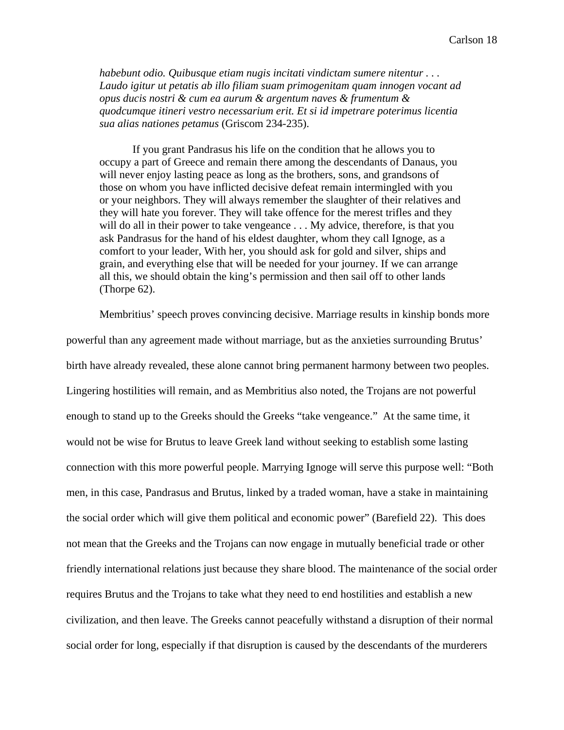> *habebunt odio. Quibusque etiam nugis incitati vindictam sumere nitentur . . . Laudo igitur ut petatis ab illo filiam suam primogenitam quam innogen vocant ad opus ducis nostri & cum ea aurum & argentum naves & frumentum & quodcumque itineri vestro necessarium erit. Et si id impetrare poterimus licentia sua alias nationes petamus* (Griscom 234-235).
>
> If you grant Pandrasus his life on the condition that he allows you to occupy a part of Greece and remain there among the descendants of Danaus, you will never enjoy lasting peace as long as the brothers, sons, and grandsons of those on whom you have inflicted decisive defeat remain intermingled with you or your neighbors. They will always remember the slaughter of their relatives and they will hate you forever. They will take offence for the merest trifles and they will do all in their power to take vengeance . . . My advice, therefore, is that you ask Pandrasus for the hand of his eldest daughter, whom they call Ignoge, as a comfort to your leader, With her, you should ask for gold and silver, ships and grain, and everything else that will be needed for your journey. If we can arrange all this, we should obtain the king's permission and then sail off to other lands (Thorpe 62).

Membritius' speech proves convincing decisive. Marriage results in kinship bonds more powerful than any agreement made without marriage, but as the anxieties surrounding Brutus' birth have already revealed, these alone cannot bring permanent harmony between two peoples. Lingering hostilities will remain, and as Membritius also noted, the Trojans are not powerful enough to stand up to the Greeks should the Greeks "take vengeance." At the same time, it would not be wise for Brutus to leave Greek land without seeking to establish some lasting connection with this more powerful people. Marrying Ignoge will serve this purpose well: "Both men, in this case, Pandrasus and Brutus, linked by a traded woman, have a stake in maintaining the social order which will give them political and economic power" (Barefield 22). This does not mean that the Greeks and the Trojans can now engage in mutually beneficial trade or other friendly international relations just because they share blood. The maintenance of the social order requires Brutus and the Trojans to take what they need to end hostilities and establish a new civilization, and then leave. The Greeks cannot peacefully withstand a disruption of their normal social order for long, especially if that disruption is caused by the descendants of the murderers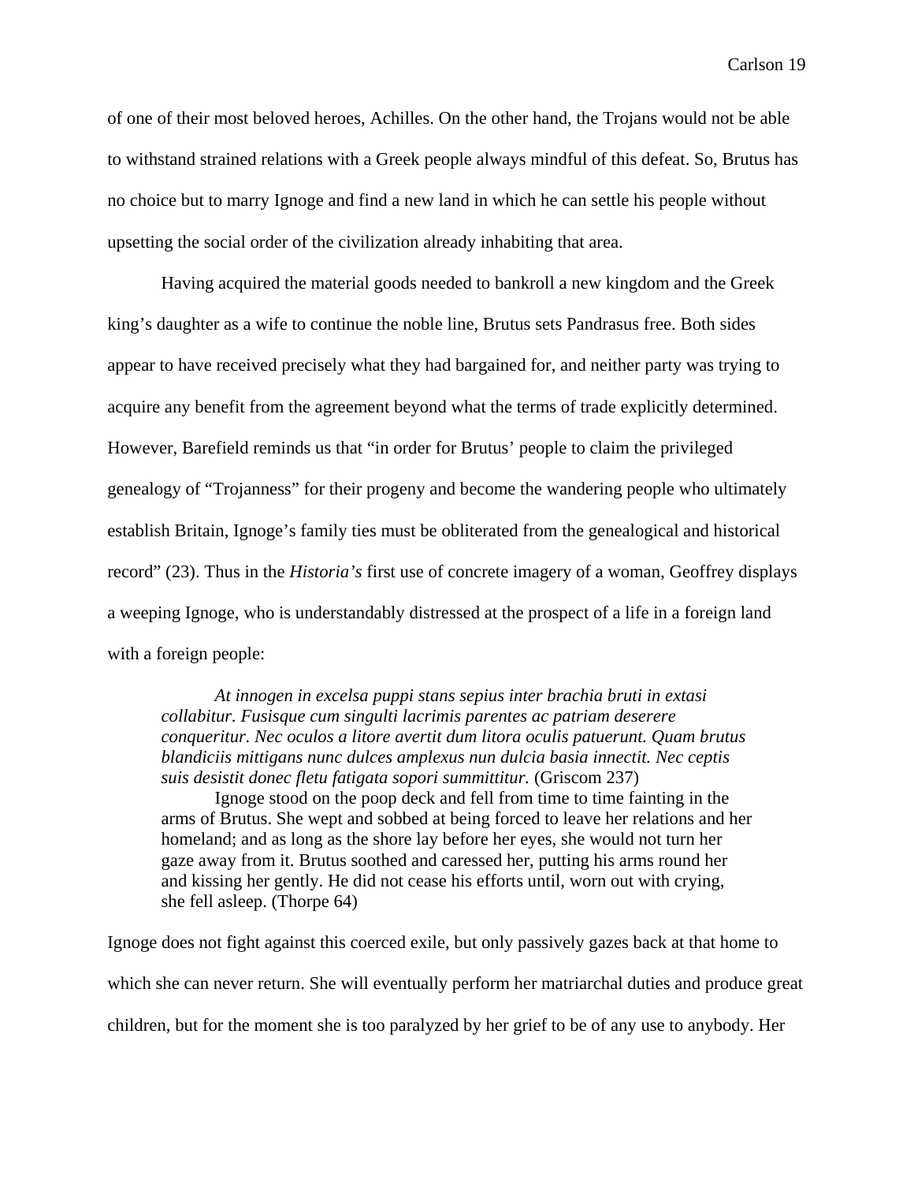of one of their most beloved heroes, Achilles. On the other hand, the Trojans would not be able to withstand strained relations with a Greek people always mindful of this defeat. So, Brutus has no choice but to marry Ignoge and find a new land in which he can settle his people without upsetting the social order of the civilization already inhabiting that area.

Having acquired the material goods needed to bankroll a new kingdom and the Greek king's daughter as a wife to continue the noble line, Brutus sets Pandrasus free. Both sides appear to have received precisely what they had bargained for, and neither party was trying to acquire any benefit from the agreement beyond what the terms of trade explicitly determined. However, Barefield reminds us that "in order for Brutus' people to claim the privileged genealogy of "Trojanness" for their progeny and become the wandering people who ultimately establish Britain, Ignoge's family ties must be obliterated from the genealogical and historical record" (23). Thus in the *Historia's* first use of concrete imagery of a woman, Geoffrey displays a weeping Ignoge, who is understandably distressed at the prospect of a life in a foreign land with a foreign people:

> *At innogen in excelsa puppi stans sepius inter brachia bruti in extasi collabitur. Fusisque cum singulti lacrimis parentes ac patriam deserere conqueritur. Nec oculos a litore avertit dum litora oculis patuerunt. Quam brutus blandiciis mittigans nunc dulces amplexus nun dulcia basia innectit. Nec ceptis suis desistit donec fletu fatigata sopori summittitur.* (Griscom 237)
>
> Ignoge stood on the poop deck and fell from time to time fainting in the arms of Brutus. She wept and sobbed at being forced to leave her relations and her homeland; and as long as the shore lay before her eyes, she would not turn her gaze away from it. Brutus soothed and caressed her, putting his arms round her and kissing her gently. He did not cease his efforts until, worn out with crying, she fell asleep. (Thorpe 64)

Ignoge does not fight against this coerced exile, but only passively gazes back at that home to which she can never return. She will eventually perform her matriarchal duties and produce great children, but for the moment she is too paralyzed by her grief to be of any use to anybody. Her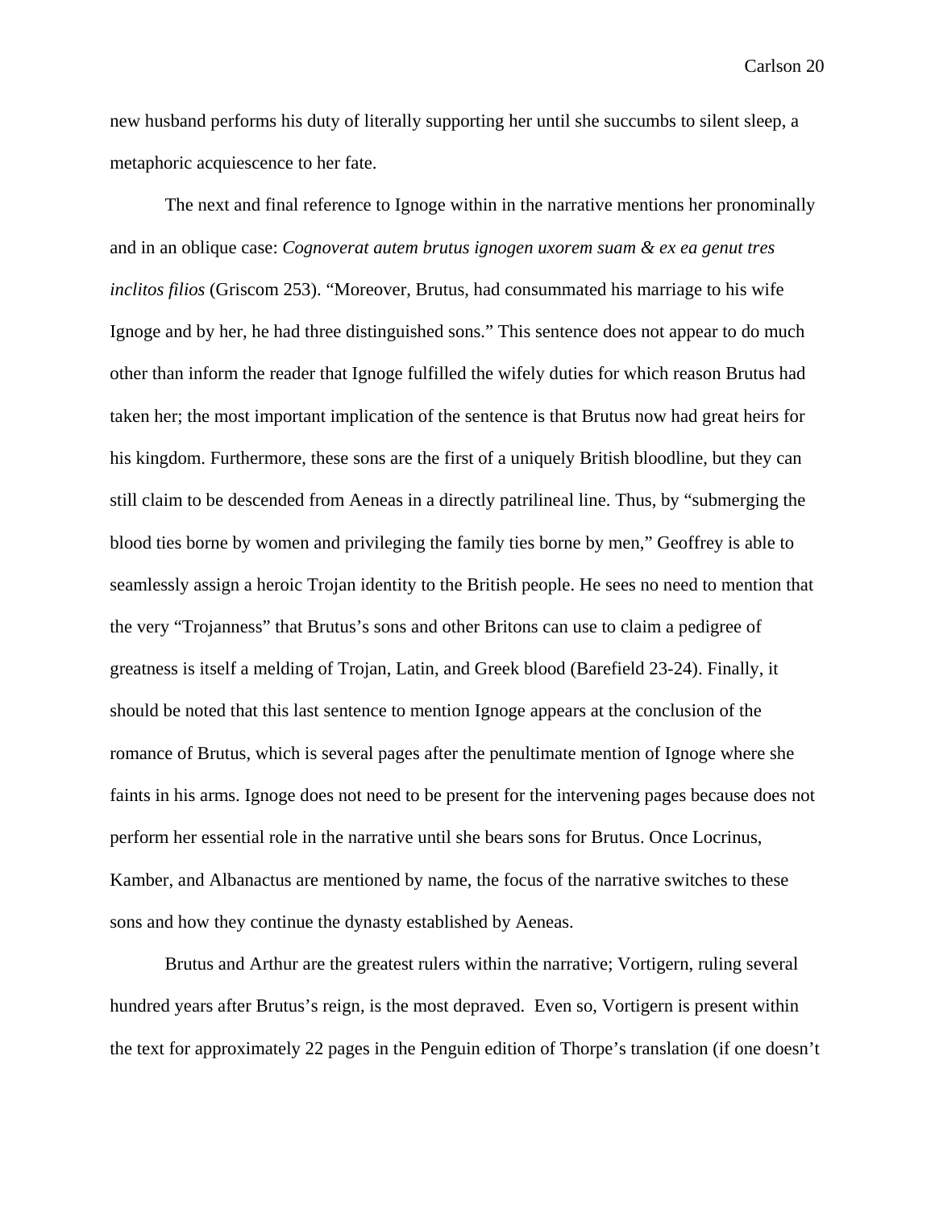new husband performs his duty of literally supporting her until she succumbs to silent sleep, a metaphoric acquiescence to her fate.

The next and final reference to Ignoge within in the narrative mentions her pronominally and in an oblique case: *Cognoverat autem brutus ignogen uxorem suam & ex ea genut tres inclitos filios* (Griscom 253). "Moreover, Brutus, had consummated his marriage to his wife Ignoge and by her, he had three distinguished sons." This sentence does not appear to do much other than inform the reader that Ignoge fulfilled the wifely duties for which reason Brutus had taken her; the most important implication of the sentence is that Brutus now had great heirs for his kingdom. Furthermore, these sons are the first of a uniquely British bloodline, but they can still claim to be descended from Aeneas in a directly patrilineal line. Thus, by "submerging the blood ties borne by women and privileging the family ties borne by men," Geoffrey is able to seamlessly assign a heroic Trojan identity to the British people. He sees no need to mention that the very "Trojanness" that Brutus's sons and other Britons can use to claim a pedigree of greatness is itself a melding of Trojan, Latin, and Greek blood (Barefield 23-24). Finally, it should be noted that this last sentence to mention Ignoge appears at the conclusion of the romance of Brutus, which is several pages after the penultimate mention of Ignoge where she faints in his arms. Ignoge does not need to be present for the intervening pages because does not perform her essential role in the narrative until she bears sons for Brutus. Once Locrinus, Kamber, and Albanactus are mentioned by name, the focus of the narrative switches to these sons and how they continue the dynasty established by Aeneas.

Brutus and Arthur are the greatest rulers within the narrative; Vortigern, ruling several hundred years after Brutus's reign, is the most depraved. Even so, Vortigern is present within the text for approximately 22 pages in the Penguin edition of Thorpe's translation (if one doesn't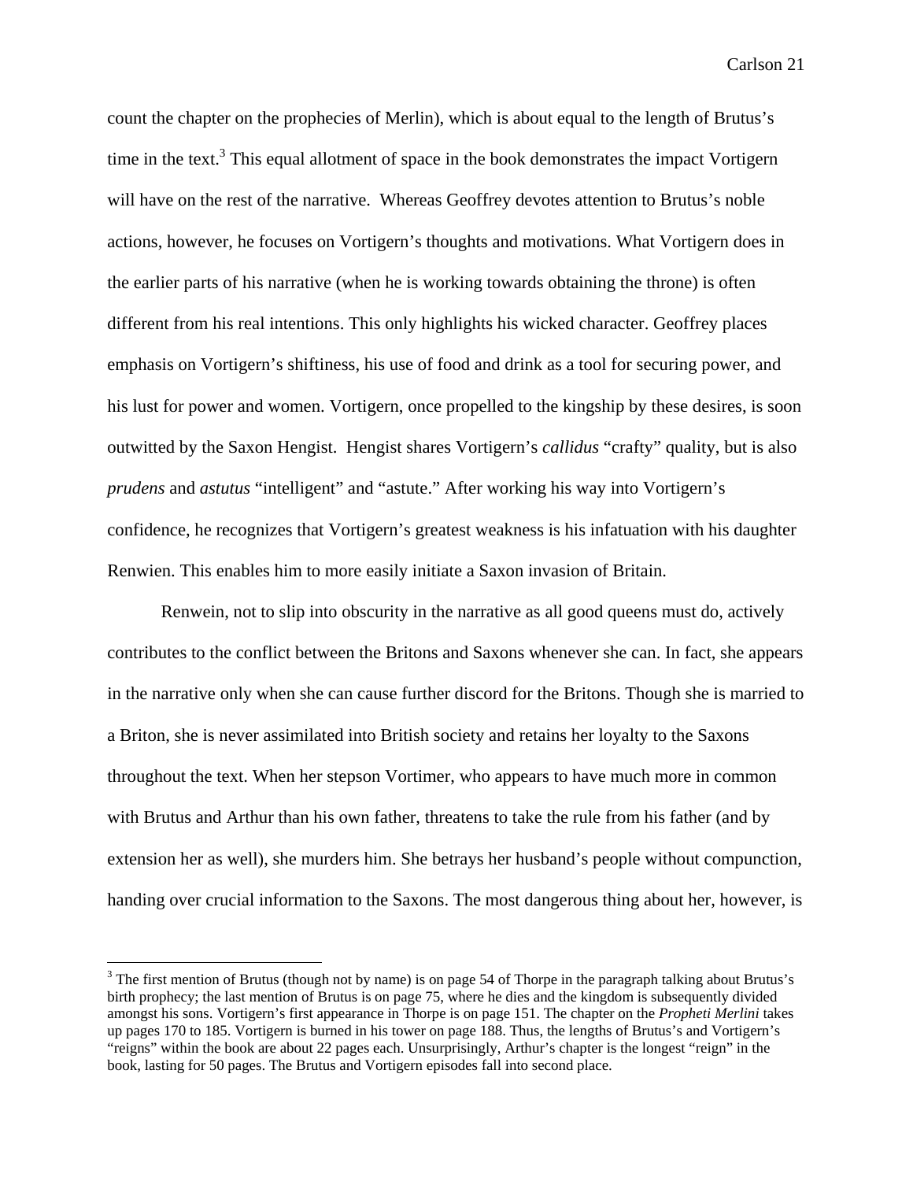count the chapter on the prophecies of Merlin), which is about equal to the length of Brutus's time in the text.[3] This equal allotment of space in the book demonstrates the impact Vortigern will have on the rest of the narrative. Whereas Geoffrey devotes attention to Brutus's noble actions, however, he focuses on Vortigern's thoughts and motivations. What Vortigern does in the earlier parts of his narrative (when he is working towards obtaining the throne) is often different from his real intentions. This only highlights his wicked character. Geoffrey places emphasis on Vortigern's shiftiness, his use of food and drink as a tool for securing power, and his lust for power and women. Vortigern, once propelled to the kingship by these desires, is soon outwitted by the Saxon Hengist. Hengist shares Vortigern's *callidus* "crafty" quality, but is also *prudens* and *astutus* "intelligent" and "astute." After working his way into Vortigern's confidence, he recognizes that Vortigern's greatest weakness is his infatuation with his daughter Renwien. This enables him to more easily initiate a Saxon invasion of Britain.

Renwein, not to slip into obscurity in the narrative as all good queens must do, actively contributes to the conflict between the Britons and Saxons whenever she can. In fact, she appears in the narrative only when she can cause further discord for the Britons. Though she is married to a Briton, she is never assimilated into British society and retains her loyalty to the Saxons throughout the text. When her stepson Vortimer, who appears to have much more in common with Brutus and Arthur than his own father, threatens to take the rule from his father (and by extension her as well), she murders him. She betrays her husband's people without compunction, handing over crucial information to the Saxons. The most dangerous thing about her, however, is

[3] The first mention of Brutus (though not by name) is on page 54 of Thorpe in the paragraph talking about Brutus's birth prophecy; the last mention of Brutus is on page 75, where he dies and the kingdom is subsequently divided amongst his sons. Vortigern's first appearance in Thorpe is on page 151. The chapter on the *Propheti Merlini* takes up pages 170 to 185. Vortigern is burned in his tower on page 188. Thus, the lengths of Brutus's and Vortigern's "reigns" within the book are about 22 pages each. Unsurprisingly, Arthur's chapter is the longest "reign" in the book, lasting for 50 pages. The Brutus and Vortigern episodes fall into second place.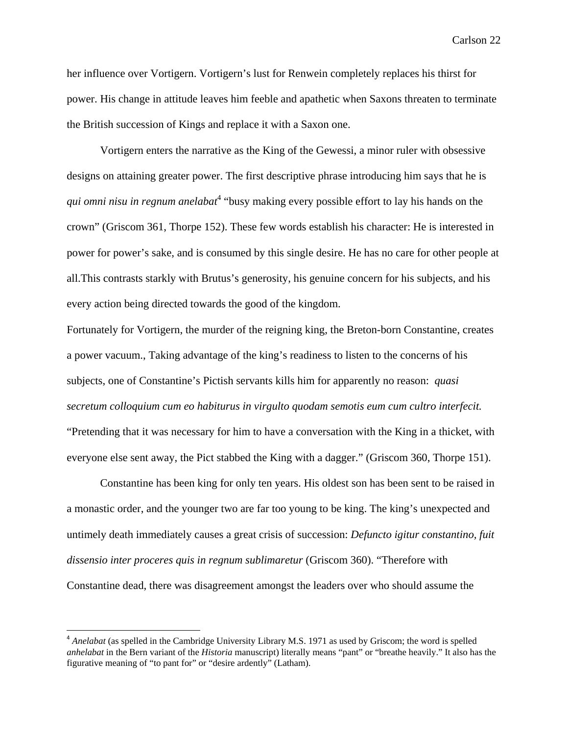her influence over Vortigern. Vortigern's lust for Renwein completely replaces his thirst for power. His change in attitude leaves him feeble and apathetic when Saxons threaten to terminate the British succession of Kings and replace it with a Saxon one.

Vortigern enters the narrative as the King of the Gewessi, a minor ruler with obsessive designs on attaining greater power. The first descriptive phrase introducing him says that he is *qui omni nisu in regnum anelabat*[4] "busy making every possible effort to lay his hands on the crown" (Griscom 361, Thorpe 152). These few words establish his character: He is interested in power for power's sake, and is consumed by this single desire. He has no care for other people at all.This contrasts starkly with Brutus's generosity, his genuine concern for his subjects, and his every action being directed towards the good of the kingdom.

Fortunately for Vortigern, the murder of the reigning king, the Breton-born Constantine, creates a power vacuum., Taking advantage of the king's readiness to listen to the concerns of his subjects, one of Constantine's Pictish servants kills him for apparently no reason: *quasi secretum colloquium cum eo habiturus in virgulto quodam semotis eum cum cultro interfecit.* "Pretending that it was necessary for him to have a conversation with the King in a thicket, with everyone else sent away, the Pict stabbed the King with a dagger." (Griscom 360, Thorpe 151).

Constantine has been king for only ten years. His oldest son has been sent to be raised in a monastic order, and the younger two are far too young to be king. The king's unexpected and untimely death immediately causes a great crisis of succession: *Defuncto igitur constantino, fuit dissensio inter proceres quis in regnum sublimaretur* (Griscom 360). "Therefore with Constantine dead, there was disagreement amongst the leaders over who should assume the

---

[4] *Anelabat* (as spelled in the Cambridge University Library M.S. 1971 as used by Griscom; the word is spelled *anhelabat* in the Bern variant of the *Historia* manuscript) literally means "pant" or "breathe heavily." It also has the figurative meaning of "to pant for" or "desire ardently" (Latham).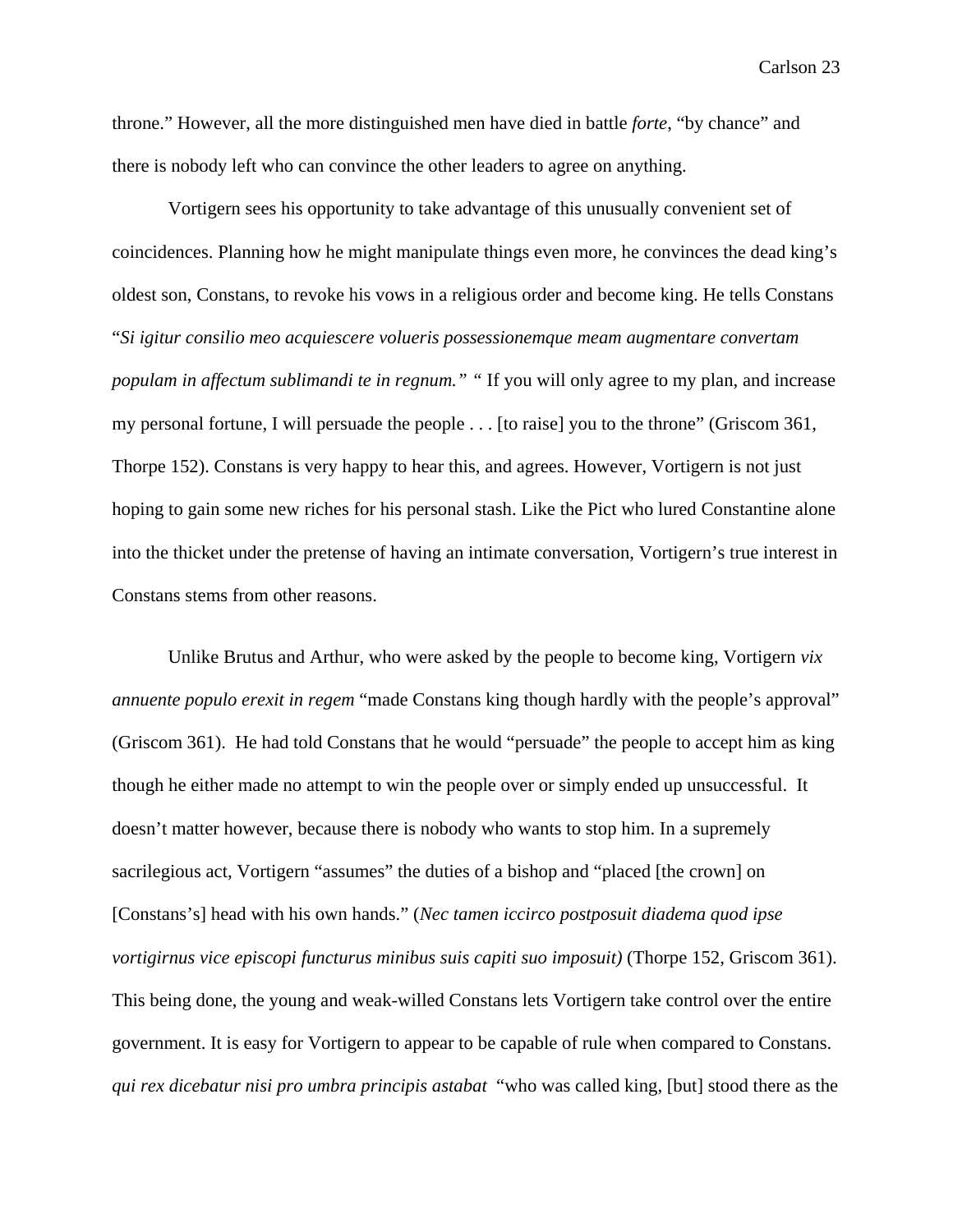throne." However, all the more distinguished men have died in battle *forte*, "by chance" and there is nobody left who can convince the other leaders to agree on anything.

Vortigern sees his opportunity to take advantage of this unusually convenient set of coincidences. Planning how he might manipulate things even more, he convinces the dead king's oldest son, Constans, to revoke his vows in a religious order and become king. He tells Constans "*Si igitur consilio meo acquiescere volueris possessionemque meam augmentare convertam populam in affectum sublimandi te in regnum." "* If you will only agree to my plan, and increase my personal fortune, I will persuade the people . . . [to raise] you to the throne" (Griscom 361, Thorpe 152). Constans is very happy to hear this, and agrees. However, Vortigern is not just hoping to gain some new riches for his personal stash. Like the Pict who lured Constantine alone into the thicket under the pretense of having an intimate conversation, Vortigern's true interest in Constans stems from other reasons.

Unlike Brutus and Arthur, who were asked by the people to become king, Vortigern *vix annuente populo erexit in regem* "made Constans king though hardly with the people's approval" (Griscom 361). He had told Constans that he would "persuade" the people to accept him as king though he either made no attempt to win the people over or simply ended up unsuccessful. It doesn't matter however, because there is nobody who wants to stop him. In a supremely sacrilegious act, Vortigern "assumes" the duties of a bishop and "placed [the crown] on [Constans's] head with his own hands." (*Nec tamen iccirco postposuit diadema quod ipse vortigirnus vice episcopi functurus minibus suis capiti suo imposuit)* (Thorpe 152, Griscom 361). This being done, the young and weak-willed Constans lets Vortigern take control over the entire government. It is easy for Vortigern to appear to be capable of rule when compared to Constans. *qui rex dicebatur nisi pro umbra principis astabat* "who was called king, [but] stood there as the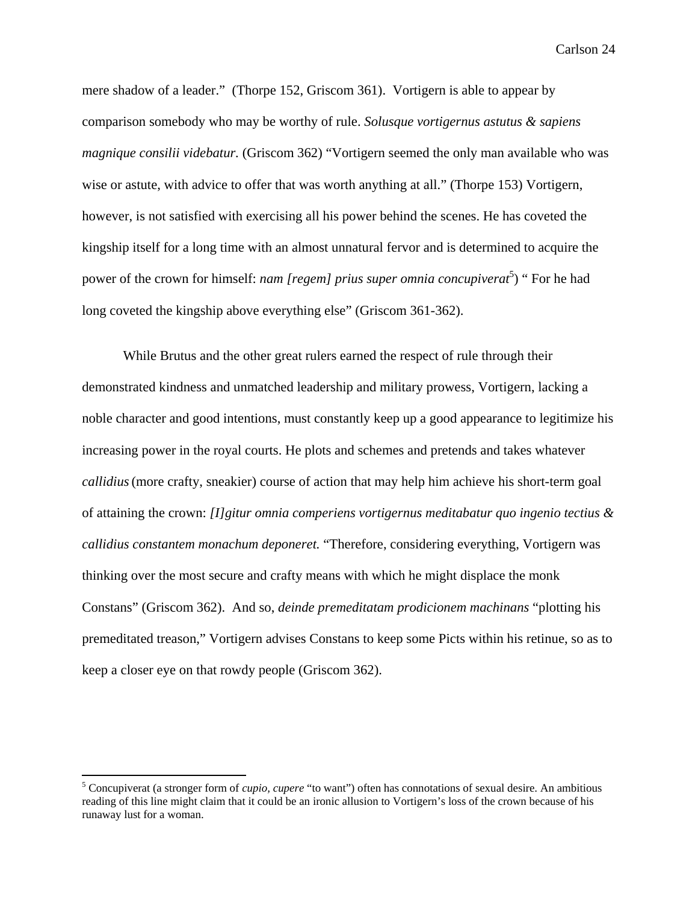mere shadow of a leader." (Thorpe 152, Griscom 361). Vortigern is able to appear by comparison somebody who may be worthy of rule. *Solusque vortigernus astutus & sapiens magnique consilii videbatur.* (Griscom 362) "Vortigern seemed the only man available who was wise or astute, with advice to offer that was worth anything at all." (Thorpe 153) Vortigern, however, is not satisfied with exercising all his power behind the scenes. He has coveted the kingship itself for a long time with an almost unnatural fervor and is determined to acquire the power of the crown for himself: *nam [regem] prius super omnia concupiverat*[5]) " For he had long coveted the kingship above everything else" (Griscom 361-362).

While Brutus and the other great rulers earned the respect of rule through their demonstrated kindness and unmatched leadership and military prowess, Vortigern, lacking a noble character and good intentions, must constantly keep up a good appearance to legitimize his increasing power in the royal courts. He plots and schemes and pretends and takes whatever *callidius* (more crafty, sneakier) course of action that may help him achieve his short-term goal of attaining the crown: *[I]gitur omnia comperiens vortigernus meditabatur quo ingenio tectius & callidius constantem monachum deponeret.* "Therefore, considering everything, Vortigern was thinking over the most secure and crafty means with which he might displace the monk Constans" (Griscom 362). And so, *deinde premeditatam prodicionem machinans* "plotting his premeditated treason," Vortigern advises Constans to keep some Picts within his retinue, so as to keep a closer eye on that rowdy people (Griscom 362).

---

[5] Concupiverat (a stronger form of *cupio, cupere* "to want") often has connotations of sexual desire. An ambitious reading of this line might claim that it could be an ironic allusion to Vortigern's loss of the crown because of his runaway lust for a woman.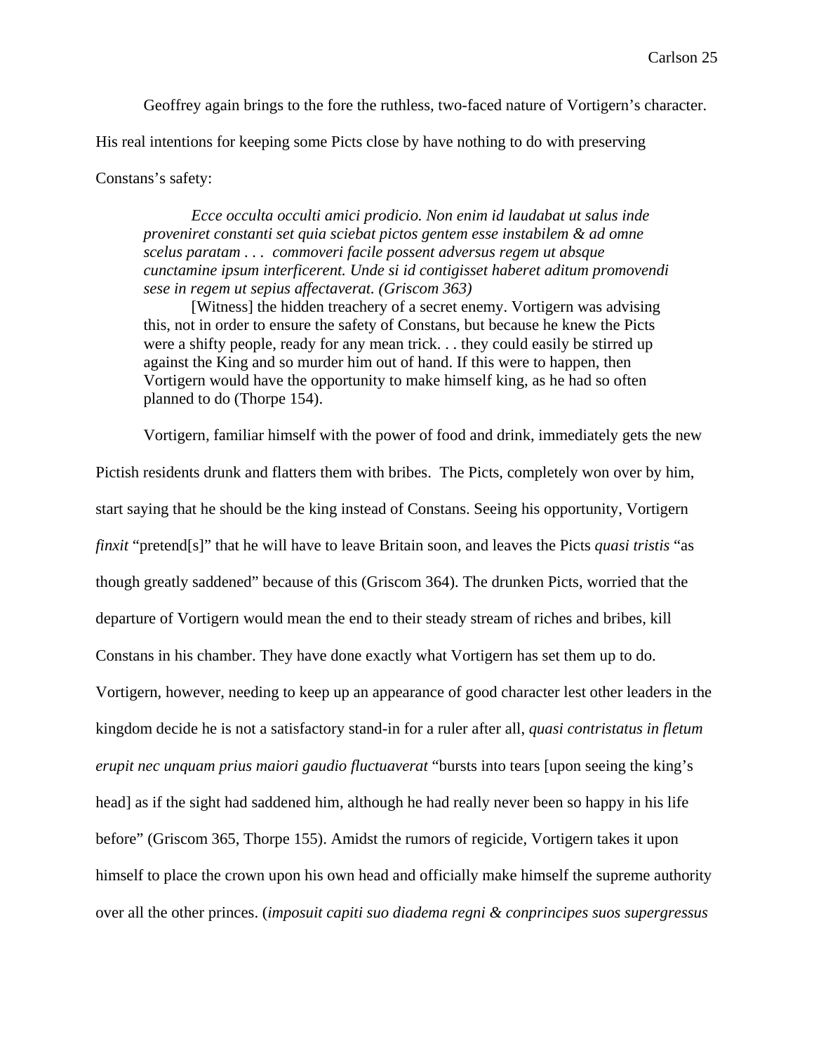Geoffrey again brings to the fore the ruthless, two-faced nature of Vortigern's character. His real intentions for keeping some Picts close by have nothing to do with preserving Constans's safety:

> *Ecce occulta occulti amici prodicio. Non enim id laudabat ut salus inde proveniret constanti set quia sciebat pictos gentem esse instabilem & ad omne scelus paratam . . . commoveri facile possent adversus regem ut absque cunctamine ipsum interficerent. Unde si id contigisset haberet aditum promovendi sese in regem ut sepius affectaverat. (Griscom 363)*
>
> [Witness] the hidden treachery of a secret enemy. Vortigern was advising this, not in order to ensure the safety of Constans, but because he knew the Picts were a shifty people, ready for any mean trick. . . they could easily be stirred up against the King and so murder him out of hand. If this were to happen, then Vortigern would have the opportunity to make himself king, as he had so often planned to do (Thorpe 154).

Vortigern, familiar himself with the power of food and drink, immediately gets the new Pictish residents drunk and flatters them with bribes. The Picts, completely won over by him, start saying that he should be the king instead of Constans. Seeing his opportunity, Vortigern *finxit* "pretend[s]" that he will have to leave Britain soon, and leaves the Picts *quasi tristis* "as though greatly saddened" because of this (Griscom 364). The drunken Picts, worried that the departure of Vortigern would mean the end to their steady stream of riches and bribes, kill Constans in his chamber. They have done exactly what Vortigern has set them up to do. Vortigern, however, needing to keep up an appearance of good character lest other leaders in the kingdom decide he is not a satisfactory stand-in for a ruler after all, *quasi contristatus in fletum erupit nec unquam prius maiori gaudio fluctuaverat* "bursts into tears [upon seeing the king's head] as if the sight had saddened him, although he had really never been so happy in his life before" (Griscom 365, Thorpe 155). Amidst the rumors of regicide, Vortigern takes it upon himself to place the crown upon his own head and officially make himself the supreme authority over all the other princes. (*imposuit capiti suo diadema regni & conprincipes suos supergressus*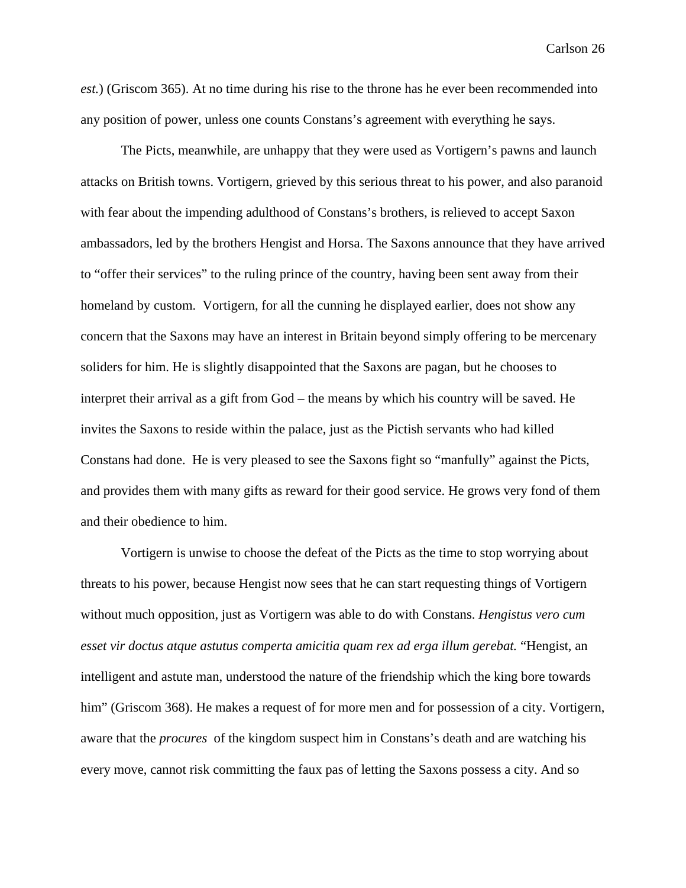*est.*) (Griscom 365). At no time during his rise to the throne has he ever been recommended into any position of power, unless one counts Constans's agreement with everything he says.

The Picts, meanwhile, are unhappy that they were used as Vortigern's pawns and launch attacks on British towns. Vortigern, grieved by this serious threat to his power, and also paranoid with fear about the impending adulthood of Constans's brothers, is relieved to accept Saxon ambassadors, led by the brothers Hengist and Horsa. The Saxons announce that they have arrived to "offer their services" to the ruling prince of the country, having been sent away from their homeland by custom. Vortigern, for all the cunning he displayed earlier, does not show any concern that the Saxons may have an interest in Britain beyond simply offering to be mercenary soliders for him. He is slightly disappointed that the Saxons are pagan, but he chooses to interpret their arrival as a gift from God – the means by which his country will be saved. He invites the Saxons to reside within the palace, just as the Pictish servants who had killed Constans had done. He is very pleased to see the Saxons fight so "manfully" against the Picts, and provides them with many gifts as reward for their good service. He grows very fond of them and their obedience to him.

Vortigern is unwise to choose the defeat of the Picts as the time to stop worrying about threats to his power, because Hengist now sees that he can start requesting things of Vortigern without much opposition, just as Vortigern was able to do with Constans. *Hengistus vero cum esset vir doctus atque astutus comperta amicitia quam rex ad erga illum gerebat.* "Hengist, an intelligent and astute man, understood the nature of the friendship which the king bore towards him" (Griscom 368). He makes a request of for more men and for possession of a city. Vortigern, aware that the *procures* of the kingdom suspect him in Constans's death and are watching his every move, cannot risk committing the faux pas of letting the Saxons possess a city. And so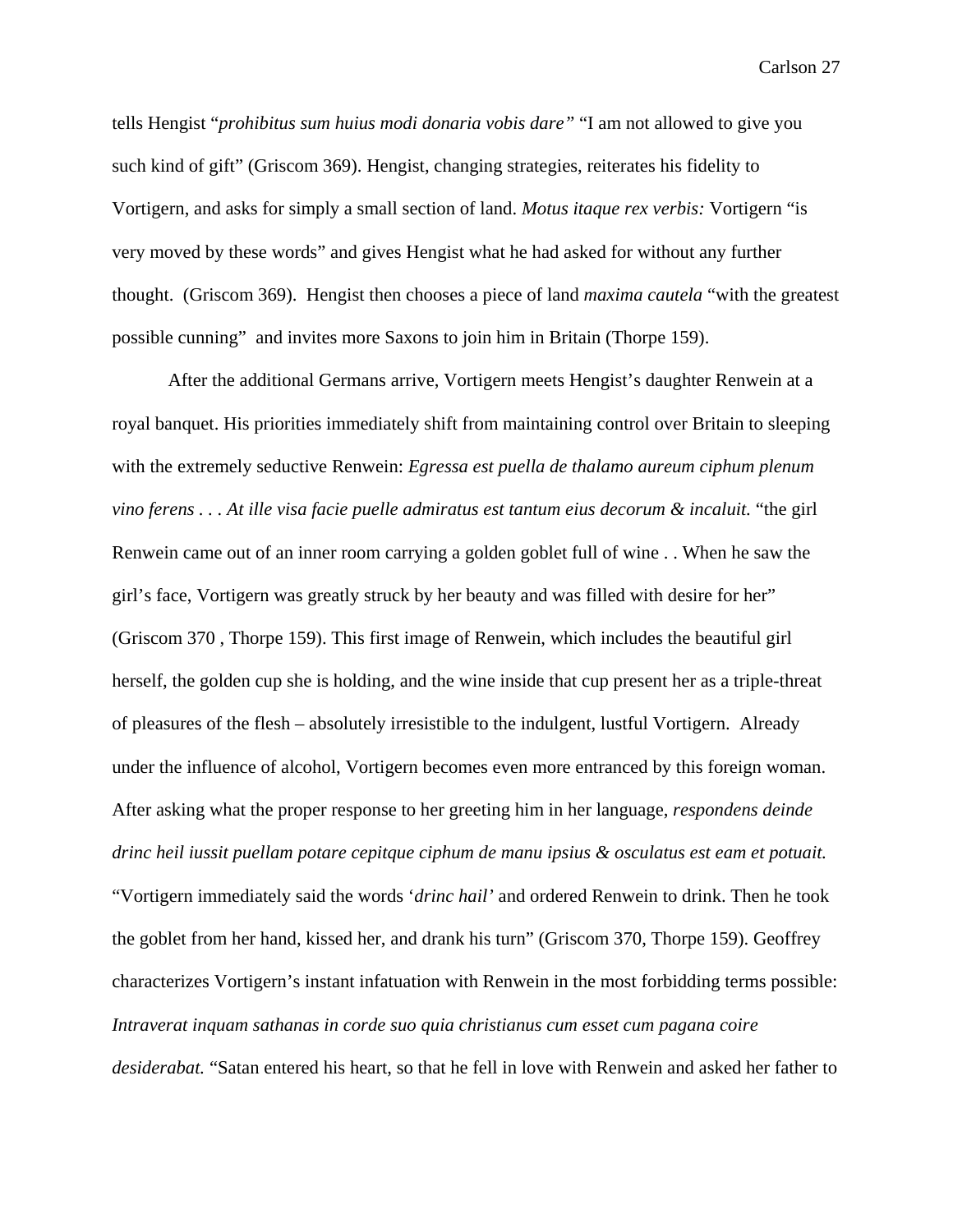tells Hengist "*prohibitus sum huius modi donaria vobis dare"* "I am not allowed to give you such kind of gift" (Griscom 369). Hengist, changing strategies, reiterates his fidelity to Vortigern, and asks for simply a small section of land. *Motus itaque rex verbis:* Vortigern "is very moved by these words" and gives Hengist what he had asked for without any further thought. (Griscom 369). Hengist then chooses a piece of land *maxima cautela* "with the greatest possible cunning" and invites more Saxons to join him in Britain (Thorpe 159).

After the additional Germans arrive, Vortigern meets Hengist's daughter Renwein at a royal banquet. His priorities immediately shift from maintaining control over Britain to sleeping with the extremely seductive Renwein: *Egressa est puella de thalamo aureum ciphum plenum vino ferens . . . At ille visa facie puelle admiratus est tantum eius decorum & incaluit.* "the girl Renwein came out of an inner room carrying a golden goblet full of wine . . When he saw the girl's face, Vortigern was greatly struck by her beauty and was filled with desire for her" (Griscom 370 , Thorpe 159). This first image of Renwein, which includes the beautiful girl herself, the golden cup she is holding, and the wine inside that cup present her as a triple-threat of pleasures of the flesh – absolutely irresistible to the indulgent, lustful Vortigern. Already under the influence of alcohol, Vortigern becomes even more entranced by this foreign woman. After asking what the proper response to her greeting him in her language, *respondens deinde drinc heil iussit puellam potare cepitque ciphum de manu ipsius & osculatus est eam et potuait.* "Vortigern immediately said the words '*drinc hail'* and ordered Renwein to drink. Then he took the goblet from her hand, kissed her, and drank his turn" (Griscom 370, Thorpe 159). Geoffrey characterizes Vortigern's instant infatuation with Renwein in the most forbidding terms possible: *Intraverat inquam sathanas in corde suo quia christianus cum esset cum pagana coire desiderabat.* "Satan entered his heart, so that he fell in love with Renwein and asked her father to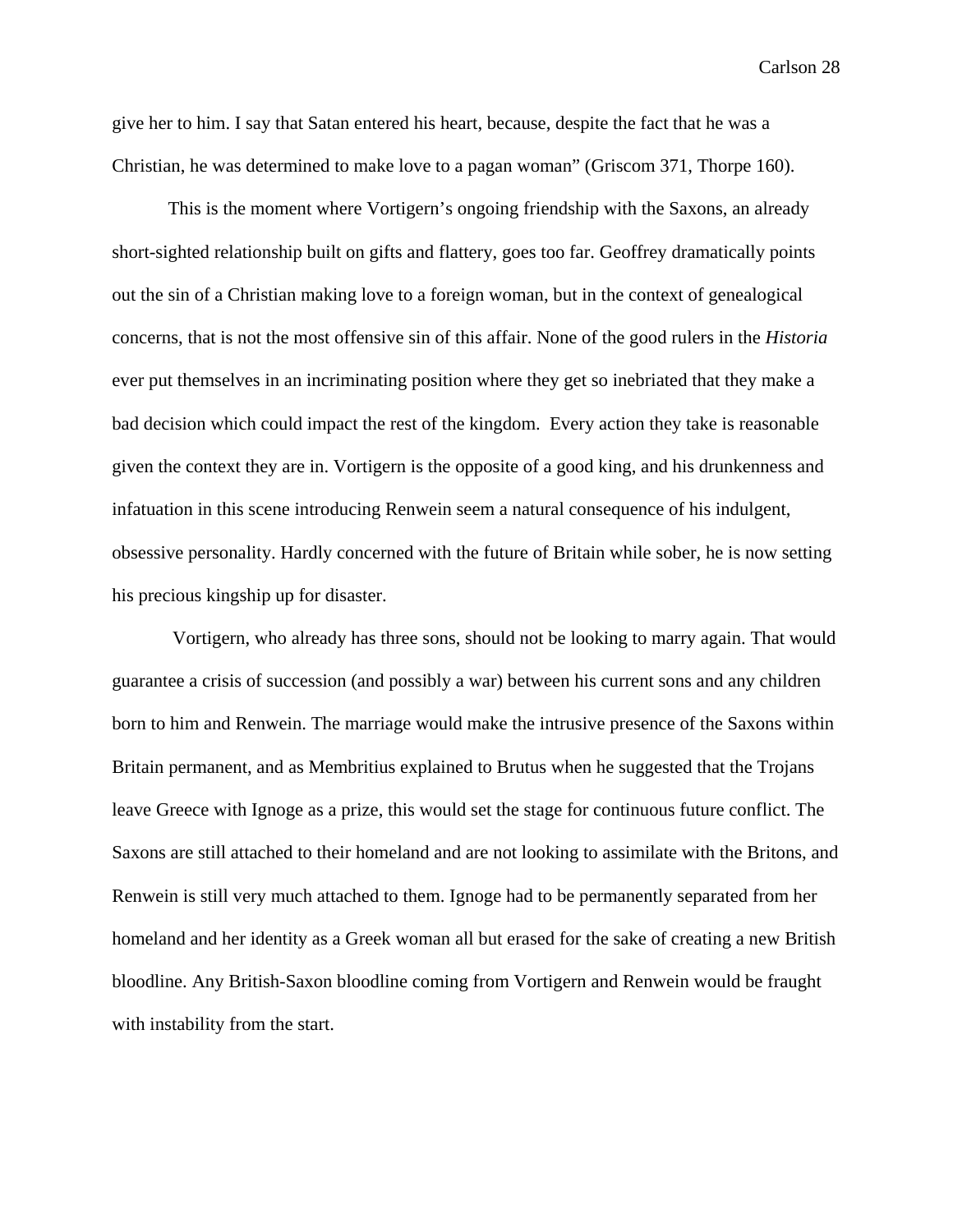give her to him. I say that Satan entered his heart, because, despite the fact that he was a Christian, he was determined to make love to a pagan woman" (Griscom 371, Thorpe 160).

This is the moment where Vortigern's ongoing friendship with the Saxons, an already short-sighted relationship built on gifts and flattery, goes too far. Geoffrey dramatically points out the sin of a Christian making love to a foreign woman, but in the context of genealogical concerns, that is not the most offensive sin of this affair. None of the good rulers in the *Historia* ever put themselves in an incriminating position where they get so inebriated that they make a bad decision which could impact the rest of the kingdom. Every action they take is reasonable given the context they are in. Vortigern is the opposite of a good king, and his drunkenness and infatuation in this scene introducing Renwein seem a natural consequence of his indulgent, obsessive personality. Hardly concerned with the future of Britain while sober, he is now setting his precious kingship up for disaster.

Vortigern, who already has three sons, should not be looking to marry again. That would guarantee a crisis of succession (and possibly a war) between his current sons and any children born to him and Renwein. The marriage would make the intrusive presence of the Saxons within Britain permanent, and as Membritius explained to Brutus when he suggested that the Trojans leave Greece with Ignoge as a prize, this would set the stage for continuous future conflict. The Saxons are still attached to their homeland and are not looking to assimilate with the Britons, and Renwein is still very much attached to them. Ignoge had to be permanently separated from her homeland and her identity as a Greek woman all but erased for the sake of creating a new British bloodline. Any British-Saxon bloodline coming from Vortigern and Renwein would be fraught with instability from the start.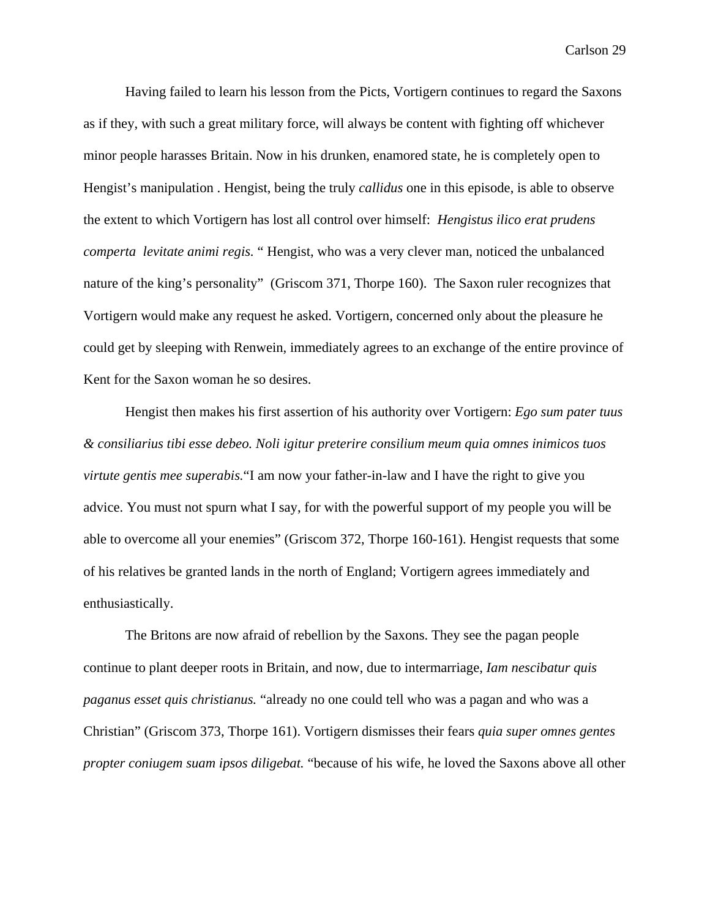Having failed to learn his lesson from the Picts, Vortigern continues to regard the Saxons as if they, with such a great military force, will always be content with fighting off whichever minor people harasses Britain. Now in his drunken, enamored state, he is completely open to Hengist's manipulation . Hengist, being the truly *callidus* one in this episode, is able to observe the extent to which Vortigern has lost all control over himself: *Hengistus ilico erat prudens comperta levitate animi regis.* " Hengist, who was a very clever man, noticed the unbalanced nature of the king's personality" (Griscom 371, Thorpe 160). The Saxon ruler recognizes that Vortigern would make any request he asked. Vortigern, concerned only about the pleasure he could get by sleeping with Renwein, immediately agrees to an exchange of the entire province of Kent for the Saxon woman he so desires.

Hengist then makes his first assertion of his authority over Vortigern: *Ego sum pater tuus & consiliarius tibi esse debeo. Noli igitur preterire consilium meum quia omnes inimicos tuos virtute gentis mee superabis.*"I am now your father-in-law and I have the right to give you advice. You must not spurn what I say, for with the powerful support of my people you will be able to overcome all your enemies" (Griscom 372, Thorpe 160-161). Hengist requests that some of his relatives be granted lands in the north of England; Vortigern agrees immediately and enthusiastically.

The Britons are now afraid of rebellion by the Saxons. They see the pagan people continue to plant deeper roots in Britain, and now, due to intermarriage, *Iam nescibatur quis paganus esset quis christianus.* "already no one could tell who was a pagan and who was a Christian" (Griscom 373, Thorpe 161). Vortigern dismisses their fears *quia super omnes gentes propter coniugem suam ipsos diligebat.* "because of his wife, he loved the Saxons above all other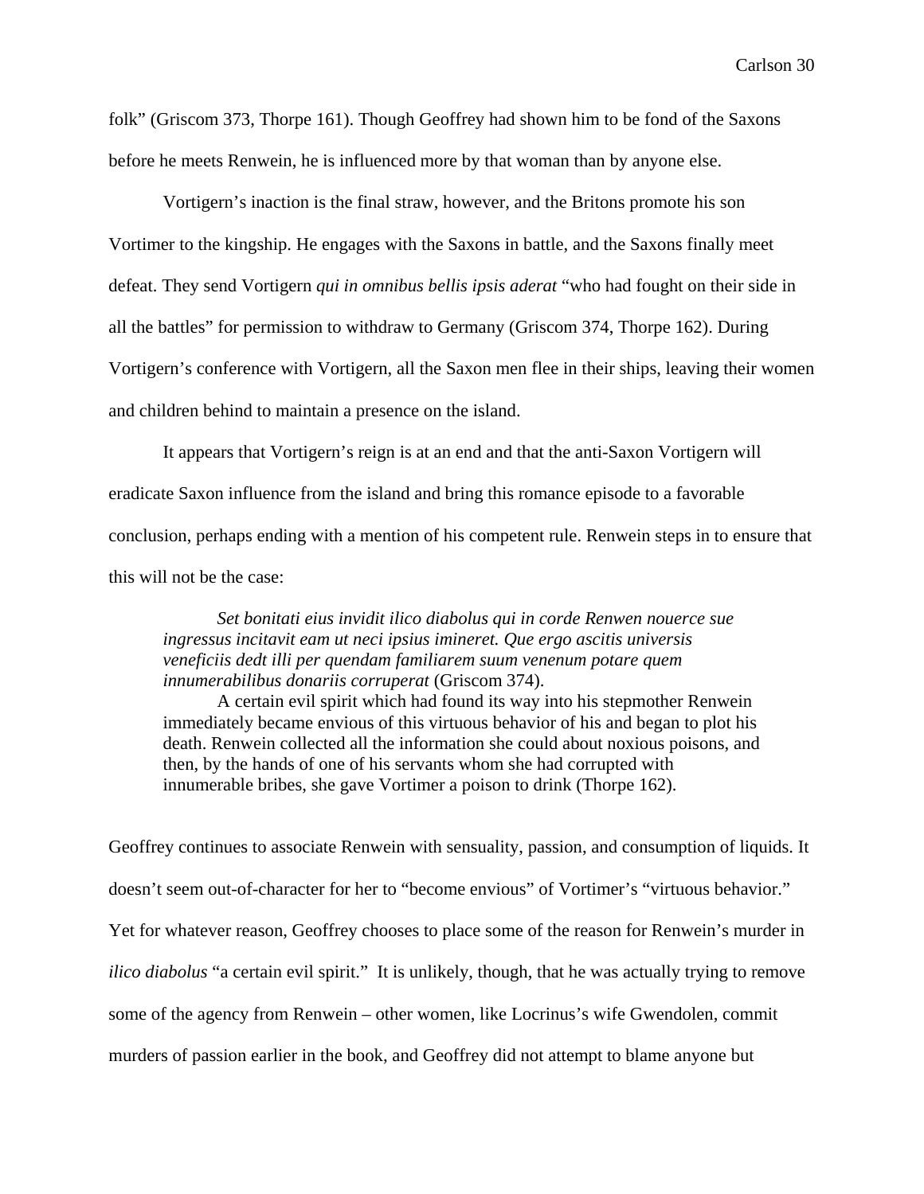folk" (Griscom 373, Thorpe 161). Though Geoffrey had shown him to be fond of the Saxons before he meets Renwein, he is influenced more by that woman than by anyone else.

Vortigern's inaction is the final straw, however, and the Britons promote his son Vortimer to the kingship. He engages with the Saxons in battle, and the Saxons finally meet defeat. They send Vortigern *qui in omnibus bellis ipsis aderat* "who had fought on their side in all the battles" for permission to withdraw to Germany (Griscom 374, Thorpe 162). During Vortigern's conference with Vortigern, all the Saxon men flee in their ships, leaving their women and children behind to maintain a presence on the island.

It appears that Vortigern's reign is at an end and that the anti-Saxon Vortigern will eradicate Saxon influence from the island and bring this romance episode to a favorable conclusion, perhaps ending with a mention of his competent rule. Renwein steps in to ensure that this will not be the case:

> *Set bonitati eius invidit ilico diabolus qui in corde Renwen nouerce sue ingressus incitavit eam ut neci ipsius imineret. Que ergo ascitis universis veneficiis dedt illi per quendam familiarem suum venenum potare quem innumerabilibus donariis corruperat* (Griscom 374).
>
> A certain evil spirit which had found its way into his stepmother Renwein immediately became envious of this virtuous behavior of his and began to plot his death. Renwein collected all the information she could about noxious poisons, and then, by the hands of one of his servants whom she had corrupted with innumerable bribes, she gave Vortimer a poison to drink (Thorpe 162).

Geoffrey continues to associate Renwein with sensuality, passion, and consumption of liquids. It doesn't seem out-of-character for her to "become envious" of Vortimer's "virtuous behavior." Yet for whatever reason, Geoffrey chooses to place some of the reason for Renwein's murder in *ilico diabolus* "a certain evil spirit." It is unlikely, though, that he was actually trying to remove some of the agency from Renwein – other women, like Locrinus's wife Gwendolen, commit murders of passion earlier in the book, and Geoffrey did not attempt to blame anyone but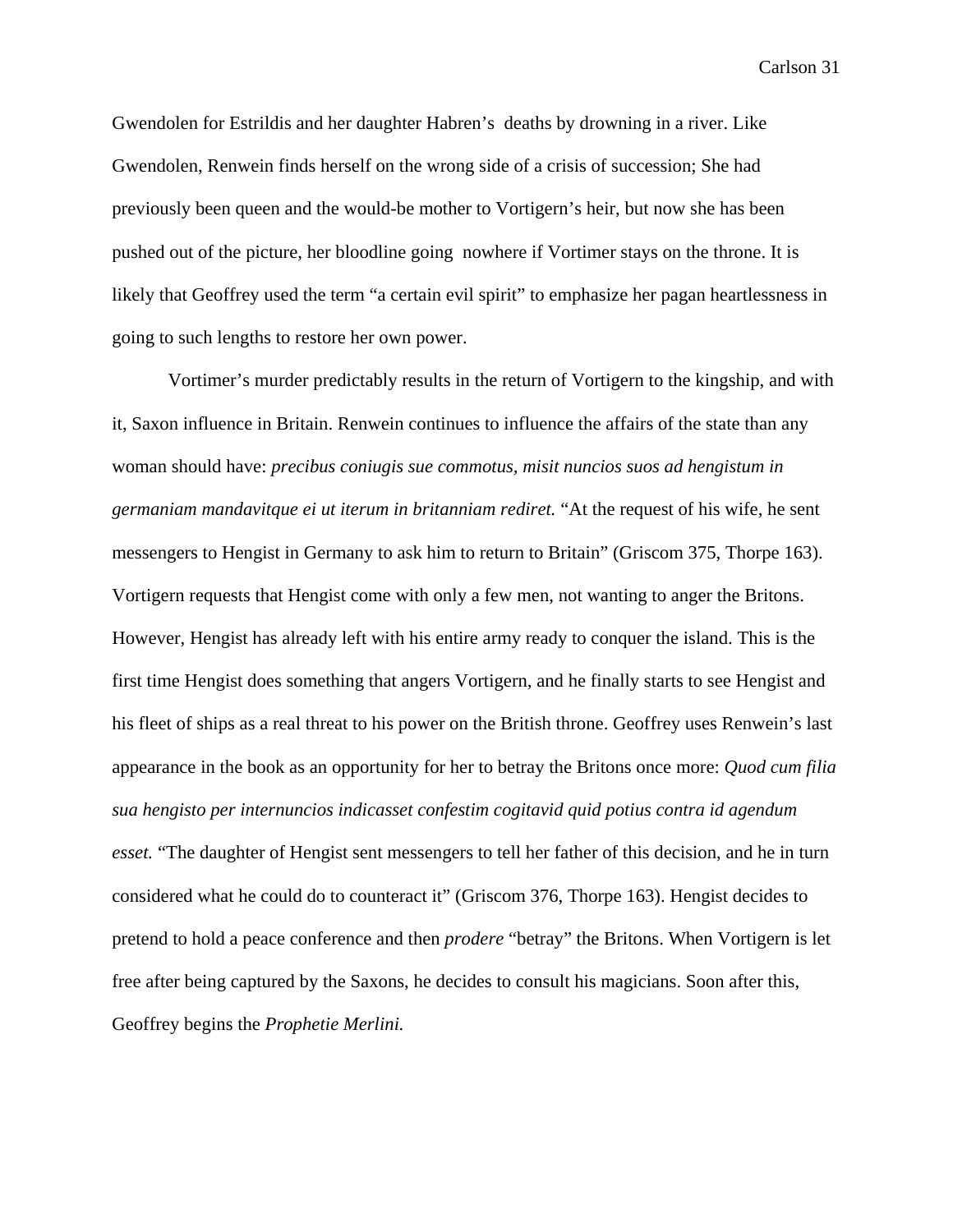Gwendolen for Estrildis and her daughter Habren's deaths by drowning in a river. Like Gwendolen, Renwein finds herself on the wrong side of a crisis of succession; She had previously been queen and the would-be mother to Vortigern's heir, but now she has been pushed out of the picture, her bloodline going nowhere if Vortimer stays on the throne. It is likely that Geoffrey used the term "a certain evil spirit" to emphasize her pagan heartlessness in going to such lengths to restore her own power.

Vortimer's murder predictably results in the return of Vortigern to the kingship, and with it, Saxon influence in Britain. Renwein continues to influence the affairs of the state than any woman should have: *precibus coniugis sue commotus, misit nuncios suos ad hengistum in germaniam mandavitque ei ut iterum in britanniam rediret.* "At the request of his wife, he sent messengers to Hengist in Germany to ask him to return to Britain" (Griscom 375, Thorpe 163). Vortigern requests that Hengist come with only a few men, not wanting to anger the Britons. However, Hengist has already left with his entire army ready to conquer the island. This is the first time Hengist does something that angers Vortigern, and he finally starts to see Hengist and his fleet of ships as a real threat to his power on the British throne. Geoffrey uses Renwein's last appearance in the book as an opportunity for her to betray the Britons once more: *Quod cum filia sua hengisto per internuncios indicasset confestim cogitavid quid potius contra id agendum esset.* "The daughter of Hengist sent messengers to tell her father of this decision, and he in turn considered what he could do to counteract it" (Griscom 376, Thorpe 163). Hengist decides to pretend to hold a peace conference and then *prodere* "betray" the Britons. When Vortigern is let free after being captured by the Saxons, he decides to consult his magicians. Soon after this, Geoffrey begins the *Prophetie Merlini.*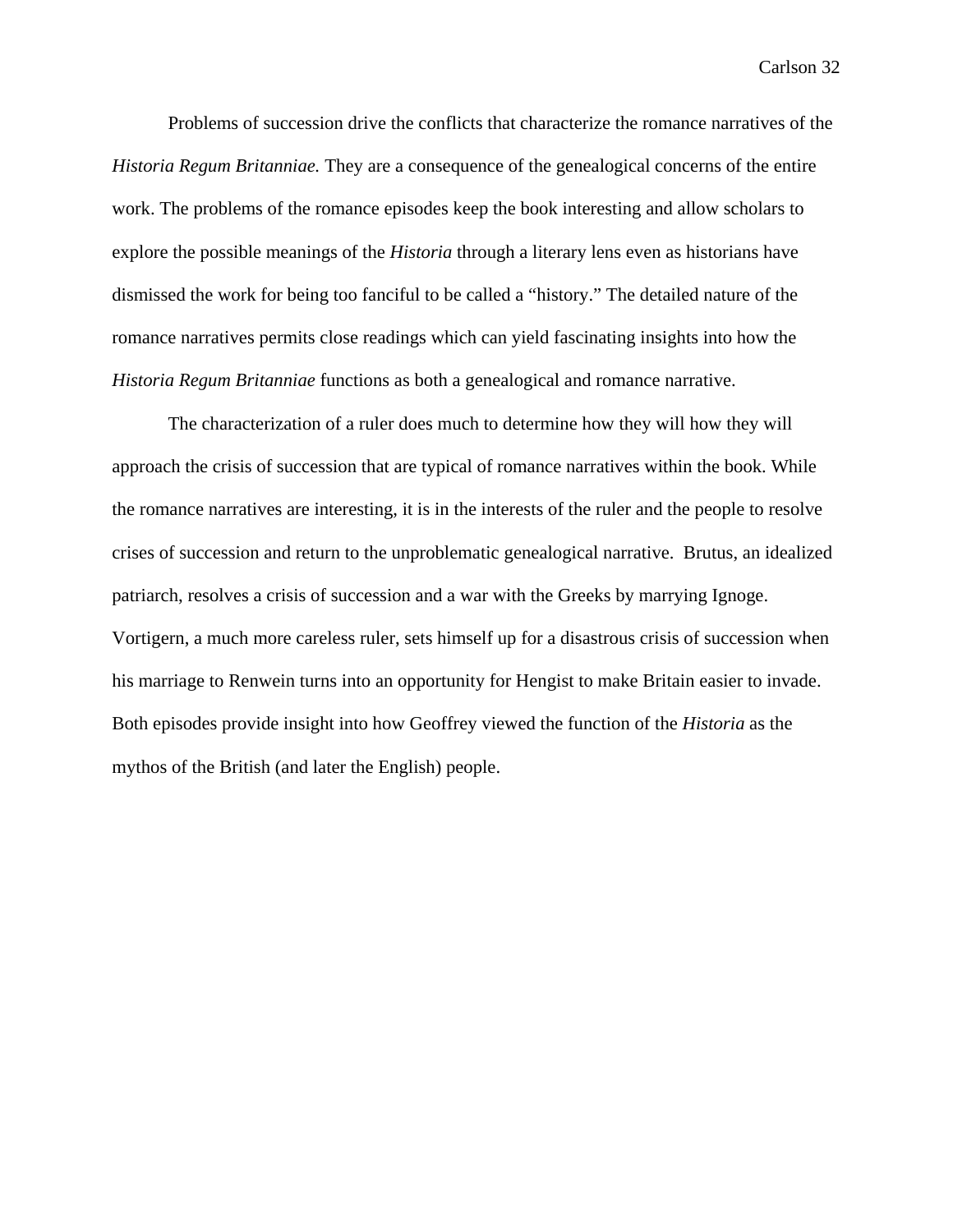Problems of succession drive the conflicts that characterize the romance narratives of the *Historia Regum Britanniae.* They are a consequence of the genealogical concerns of the entire work. The problems of the romance episodes keep the book interesting and allow scholars to explore the possible meanings of the *Historia* through a literary lens even as historians have dismissed the work for being too fanciful to be called a "history." The detailed nature of the romance narratives permits close readings which can yield fascinating insights into how the *Historia Regum Britanniae* functions as both a genealogical and romance narrative.

The characterization of a ruler does much to determine how they will how they will approach the crisis of succession that are typical of romance narratives within the book. While the romance narratives are interesting, it is in the interests of the ruler and the people to resolve crises of succession and return to the unproblematic genealogical narrative.  Brutus, an idealized patriarch, resolves a crisis of succession and a war with the Greeks by marrying Ignoge. Vortigern, a much more careless ruler, sets himself up for a disastrous crisis of succession when his marriage to Renwein turns into an opportunity for Hengist to make Britain easier to invade. Both episodes provide insight into how Geoffrey viewed the function of the *Historia* as the mythos of the British (and later the English) people.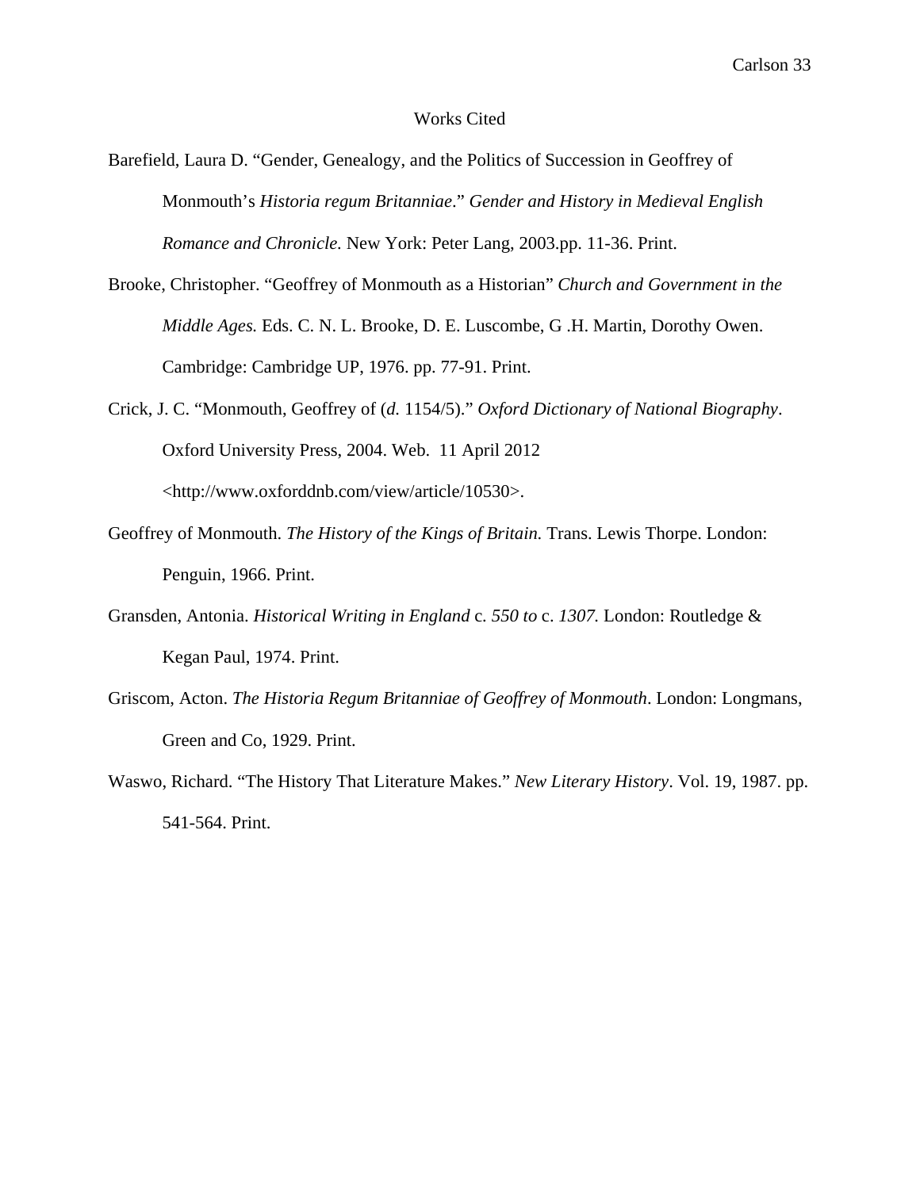# Works Cited

Barefield, Laura D. “Gender, Genealogy, and the Politics of Succession in Geoffrey of Monmouth’s *Historia regum Britanniae*.” *Gender and History in Medieval English Romance and Chronicle.* New York: Peter Lang, 2003.pp. 11-36. Print.

Brooke, Christopher. “Geoffrey of Monmouth as a Historian” *Church and Government in the Middle Ages.* Eds. C. N. L. Brooke, D. E. Luscombe, G .H. Martin, Dorothy Owen. Cambridge: Cambridge UP, 1976. pp. 77-91. Print.

Crick, J. C. “Monmouth, Geoffrey of (*d.* 1154/5).” *Oxford Dictionary of National Biography*. Oxford University Press, 2004. Web. 11 April 2012 <http://www.oxforddnb.com/view/article/10530>.

Geoffrey of Monmouth. *The History of the Kings of Britain.* Trans. Lewis Thorpe. London: Penguin, 1966. Print.

Gransden, Antonia. *Historical Writing in England* c. *550 to* c. *1307*. London: Routledge & Kegan Paul, 1974. Print.

Griscom, Acton. *The Historia Regum Britanniae of Geoffrey of Monmouth*. London: Longmans, Green and Co, 1929. Print.

Waswo, Richard. “The History That Literature Makes.” *New Literary History*. Vol. 19, 1987. pp. 541-564. Print.